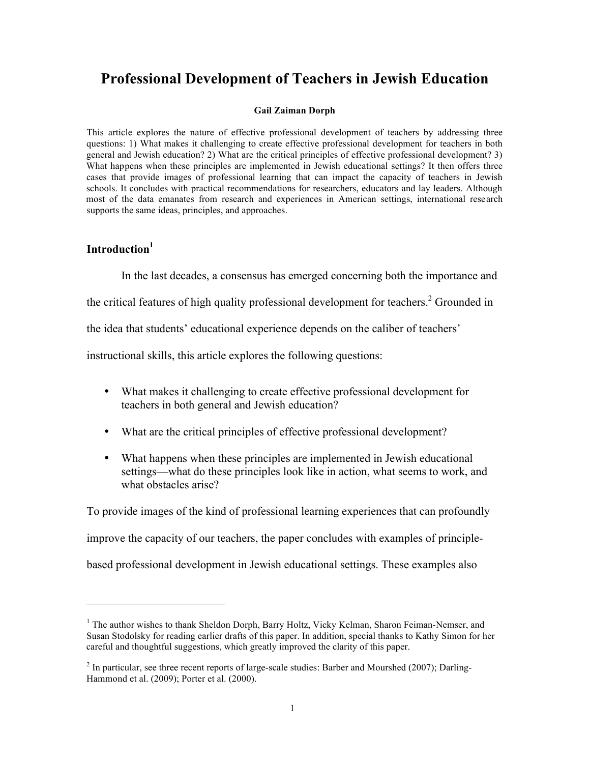# Professional Development of Teachers in Jewish Education

**Gail Zaiman Dorph**

This article explores the nature of effective professional development of teachers by addressing three questions: 1) What makes it challenging to create effective professional development for teachers in both general and Jewish education? 2) What are the critical principles of effective professional development? 3) What happens when these principles are implemented in Jewish educational settings? It then offers three cases that provide images of professional learning that can impact the capacity of teachers in Jewish schools. It concludes with practical recommendations for researchers, educators and lay leaders. Although most of the data emanates from research and experiences in American settings, international research supports the same ideas, principles, and approaches.

## Introduction[1]

In the last decades, a consensus has emerged concerning both the importance and the critical features of high quality professional development for teachers.[2] Grounded in the idea that students' educational experience depends on the caliber of teachers' instructional skills, this article explores the following questions:

- What makes it challenging to create effective professional development for teachers in both general and Jewish education?
- What are the critical principles of effective professional development?
- What happens when these principles are implemented in Jewish educational settings—what do these principles look like in action, what seems to work, and what obstacles arise?

To provide images of the kind of professional learning experiences that can profoundly improve the capacity of our teachers, the paper concludes with examples of principle-based professional development in Jewish educational settings. These examples also

---

[1] The author wishes to thank Sheldon Dorph, Barry Holtz, Vicky Kelman, Sharon Feiman-Nemser, and Susan Stodolsky for reading earlier drafts of this paper. In addition, special thanks to Kathy Simon for her careful and thoughtful suggestions, which greatly improved the clarity of this paper.

[2] In particular, see three recent reports of large-scale studies: Barber and Mourshed (2007); Darling-Hammond et al. (2009); Porter et al. (2000).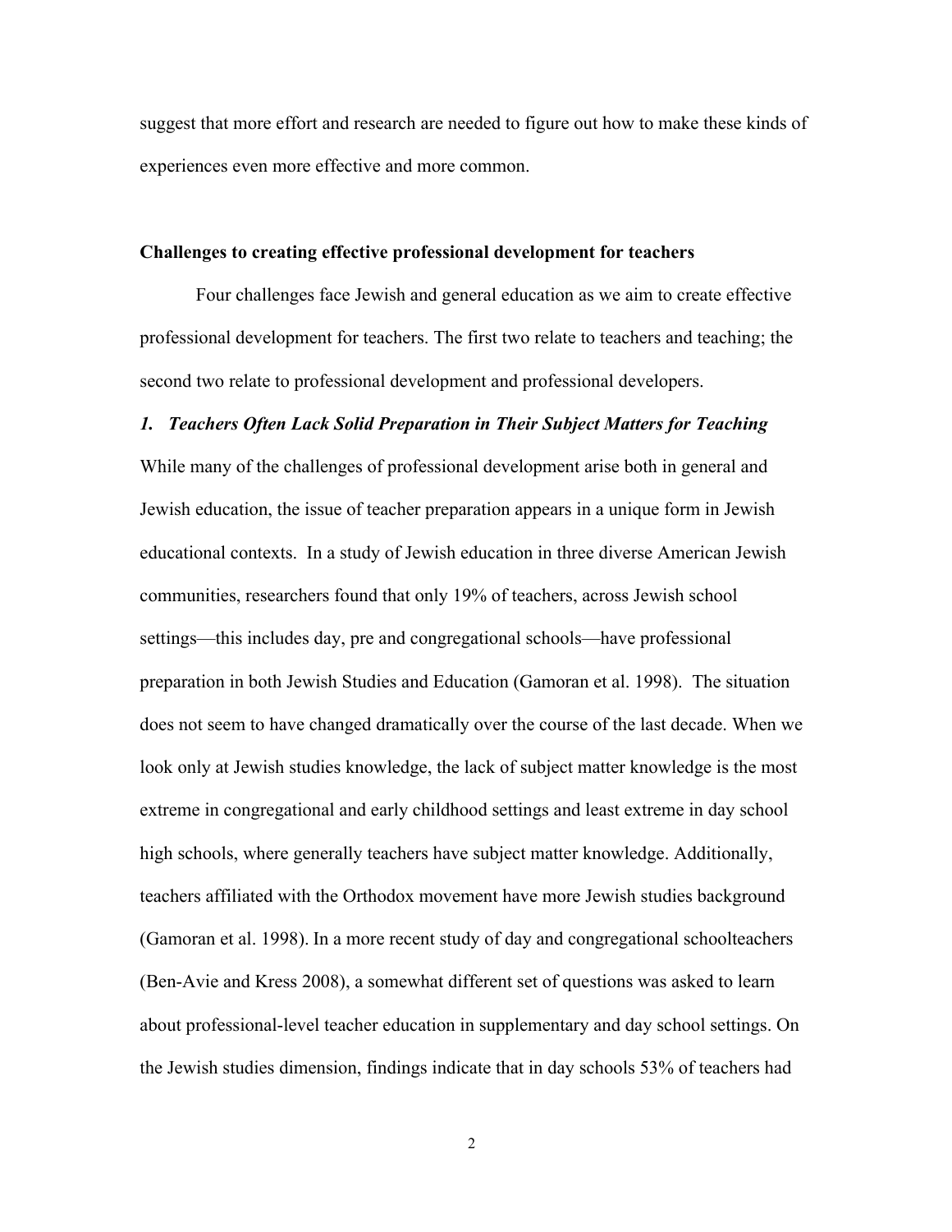suggest that more effort and research are needed to figure out how to make these kinds of experiences even more effective and more common.

## Challenges to creating effective professional development for teachers

Four challenges face Jewish and general education as we aim to create effective professional development for teachers. The first two relate to teachers and teaching; the second two relate to professional development and professional developers.

### *1. Teachers Often Lack Solid Preparation in Their Subject Matters for Teaching*

While many of the challenges of professional development arise both in general and Jewish education, the issue of teacher preparation appears in a unique form in Jewish educational contexts. In a study of Jewish education in three diverse American Jewish communities, researchers found that only 19% of teachers, across Jewish school settings—this includes day, pre and congregational schools—have professional preparation in both Jewish Studies and Education (Gamoran et al. 1998). The situation does not seem to have changed dramatically over the course of the last decade. When we look only at Jewish studies knowledge, the lack of subject matter knowledge is the most extreme in congregational and early childhood settings and least extreme in day school high schools, where generally teachers have subject matter knowledge. Additionally, teachers affiliated with the Orthodox movement have more Jewish studies background (Gamoran et al. 1998). In a more recent study of day and congregational schoolteachers (Ben-Avie and Kress 2008), a somewhat different set of questions was asked to learn about professional-level teacher education in supplementary and day school settings. On the Jewish studies dimension, findings indicate that in day schools 53% of teachers had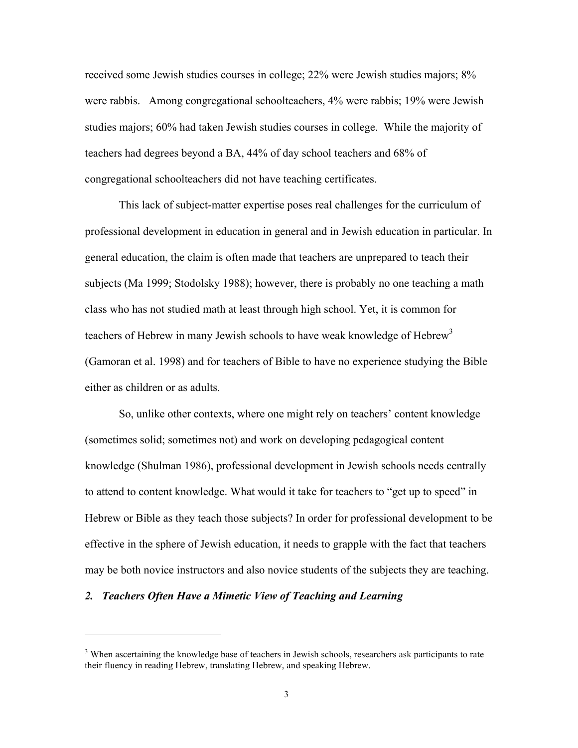received some Jewish studies courses in college; 22% were Jewish studies majors; 8% were rabbis. Among congregational schoolteachers, 4% were rabbis; 19% were Jewish studies majors; 60% had taken Jewish studies courses in college. While the majority of teachers had degrees beyond a BA, 44% of day school teachers and 68% of congregational schoolteachers did not have teaching certificates.

This lack of subject-matter expertise poses real challenges for the curriculum of professional development in education in general and in Jewish education in particular. In general education, the claim is often made that teachers are unprepared to teach their subjects (Ma 1999; Stodolsky 1988); however, there is probably no one teaching a math class who has not studied math at least through high school. Yet, it is common for teachers of Hebrew in many Jewish schools to have weak knowledge of Hebrew[3] (Gamoran et al. 1998) and for teachers of Bible to have no experience studying the Bible either as children or as adults.

So, unlike other contexts, where one might rely on teachers' content knowledge (sometimes solid; sometimes not) and work on developing pedagogical content knowledge (Shulman 1986), professional development in Jewish schools needs centrally to attend to content knowledge. What would it take for teachers to "get up to speed" in Hebrew or Bible as they teach those subjects? In order for professional development to be effective in the sphere of Jewish education, it needs to grapple with the fact that teachers may be both novice instructors and also novice students of the subjects they are teaching.

### *2. Teachers Often Have a Mimetic View of Teaching and Learning*

---

[3] When ascertaining the knowledge base of teachers in Jewish schools, researchers ask participants to rate their fluency in reading Hebrew, translating Hebrew, and speaking Hebrew.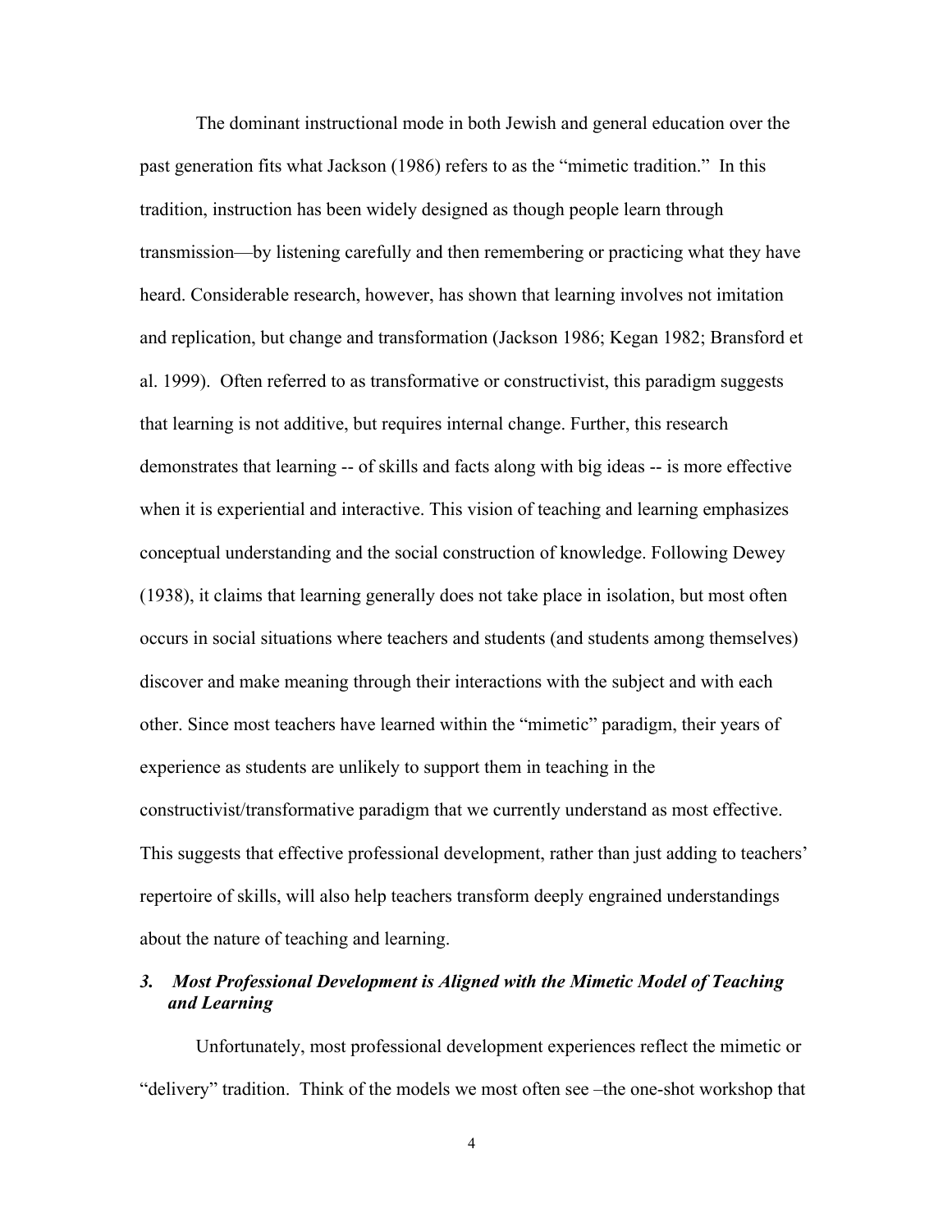The dominant instructional mode in both Jewish and general education over the past generation fits what Jackson (1986) refers to as the "mimetic tradition." In this tradition, instruction has been widely designed as though people learn through transmission—by listening carefully and then remembering or practicing what they have heard. Considerable research, however, has shown that learning involves not imitation and replication, but change and transformation (Jackson 1986; Kegan 1982; Bransford et al. 1999). Often referred to as transformative or constructivist, this paradigm suggests that learning is not additive, but requires internal change. Further, this research demonstrates that learning -- of skills and facts along with big ideas -- is more effective when it is experiential and interactive. This vision of teaching and learning emphasizes conceptual understanding and the social construction of knowledge. Following Dewey (1938), it claims that learning generally does not take place in isolation, but most often occurs in social situations where teachers and students (and students among themselves) discover and make meaning through their interactions with the subject and with each other. Since most teachers have learned within the "mimetic" paradigm, their years of experience as students are unlikely to support them in teaching in the constructivist/transformative paradigm that we currently understand as most effective. This suggests that effective professional development, rather than just adding to teachers' repertoire of skills, will also help teachers transform deeply engrained understandings about the nature of teaching and learning.

### *3. Most Professional Development is Aligned with the Mimetic Model of Teaching and Learning*

Unfortunately, most professional development experiences reflect the mimetic or "delivery" tradition. Think of the models we most often see –the one-shot workshop that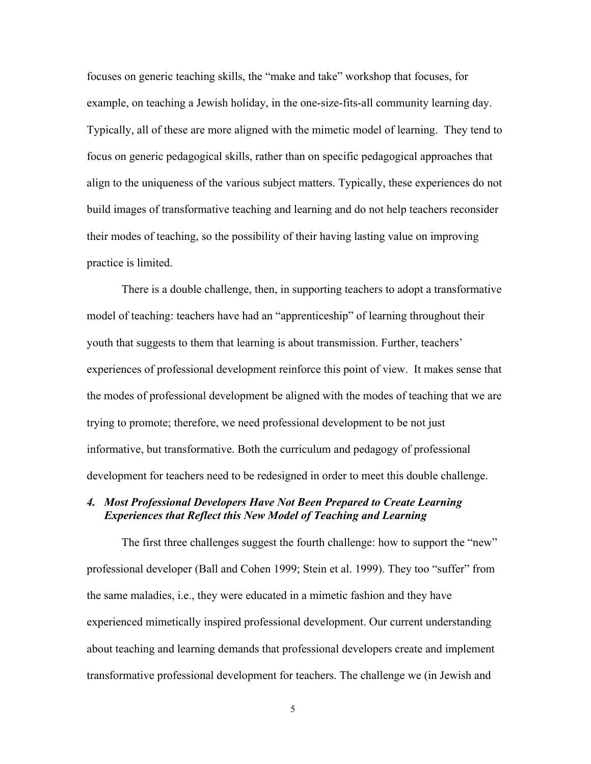focuses on generic teaching skills, the "make and take" workshop that focuses, for example, on teaching a Jewish holiday, in the one-size-fits-all community learning day. Typically, all of these are more aligned with the mimetic model of learning. They tend to focus on generic pedagogical skills, rather than on specific pedagogical approaches that align to the uniqueness of the various subject matters. Typically, these experiences do not build images of transformative teaching and learning and do not help teachers reconsider their modes of teaching, so the possibility of their having lasting value on improving practice is limited.

There is a double challenge, then, in supporting teachers to adopt a transformative model of teaching: teachers have had an "apprenticeship" of learning throughout their youth that suggests to them that learning is about transmission. Further, teachers' experiences of professional development reinforce this point of view. It makes sense that the modes of professional development be aligned with the modes of teaching that we are trying to promote; therefore, we need professional development to be not just informative, but transformative. Both the curriculum and pedagogy of professional development for teachers need to be redesigned in order to meet this double challenge.

### *4. Most Professional Developers Have Not Been Prepared to Create Learning Experiences that Reflect this New Model of Teaching and Learning*

The first three challenges suggest the fourth challenge: how to support the "new" professional developer (Ball and Cohen 1999; Stein et al. 1999). They too "suffer" from the same maladies, i.e., they were educated in a mimetic fashion and they have experienced mimetically inspired professional development. Our current understanding about teaching and learning demands that professional developers create and implement transformative professional development for teachers. The challenge we (in Jewish and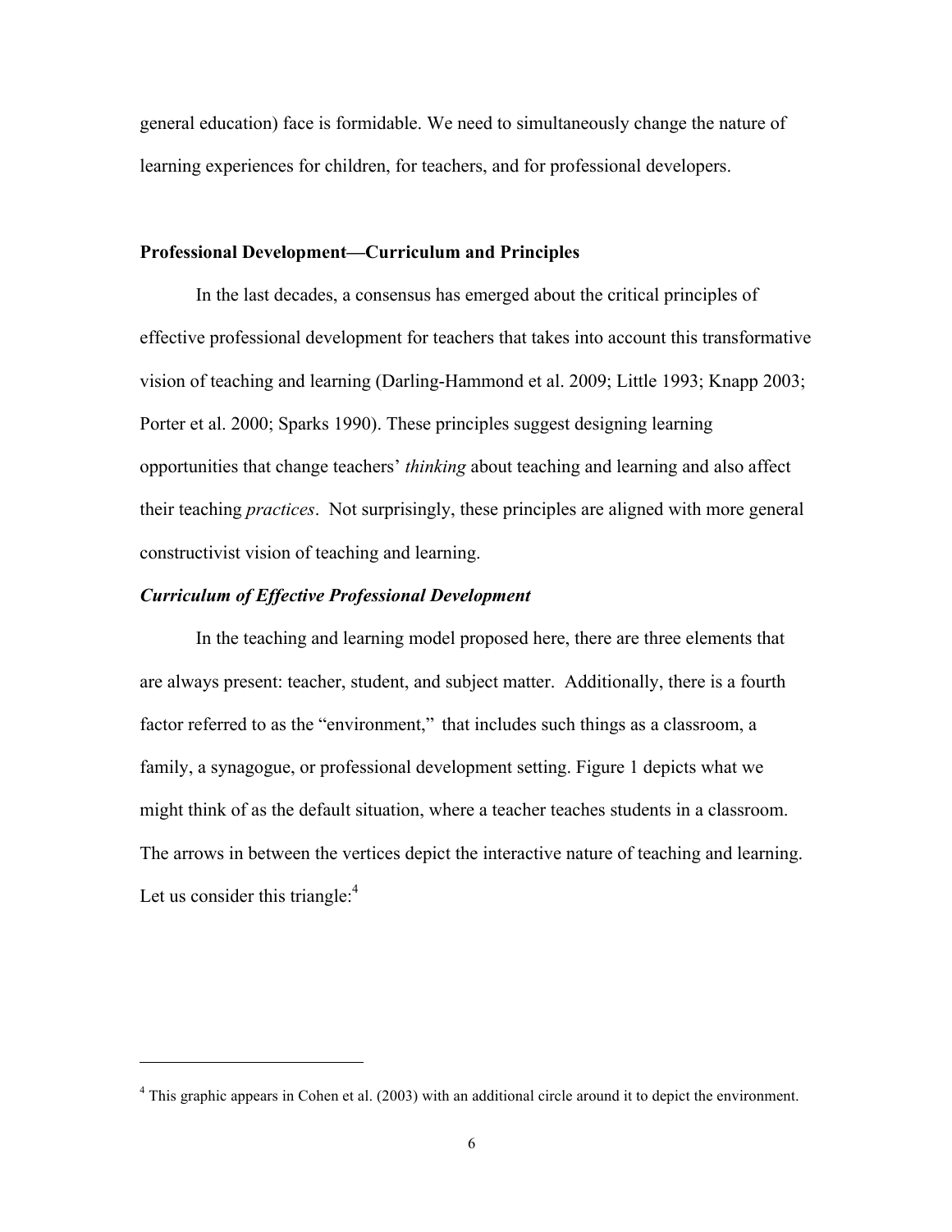general education) face is formidable. We need to simultaneously change the nature of learning experiences for children, for teachers, and for professional developers.

## Professional Development—Curriculum and Principles

In the last decades, a consensus has emerged about the critical principles of effective professional development for teachers that takes into account this transformative vision of teaching and learning (Darling-Hammond et al. 2009; Little 1993; Knapp 2003; Porter et al. 2000; Sparks 1990). These principles suggest designing learning opportunities that change teachers' *thinking* about teaching and learning and also affect their teaching *practices*. Not surprisingly, these principles are aligned with more general constructivist vision of teaching and learning.

### *Curriculum of Effective Professional Development*

In the teaching and learning model proposed here, there are three elements that are always present: teacher, student, and subject matter. Additionally, there is a fourth factor referred to as the "environment," that includes such things as a classroom, a family, a synagogue, or professional development setting. Figure 1 depicts what we might think of as the default situation, where a teacher teaches students in a classroom. The arrows in between the vertices depict the interactive nature of teaching and learning. Let us consider this triangle:[4]

[4] This graphic appears in Cohen et al. (2003) with an additional circle around it to depict the environment.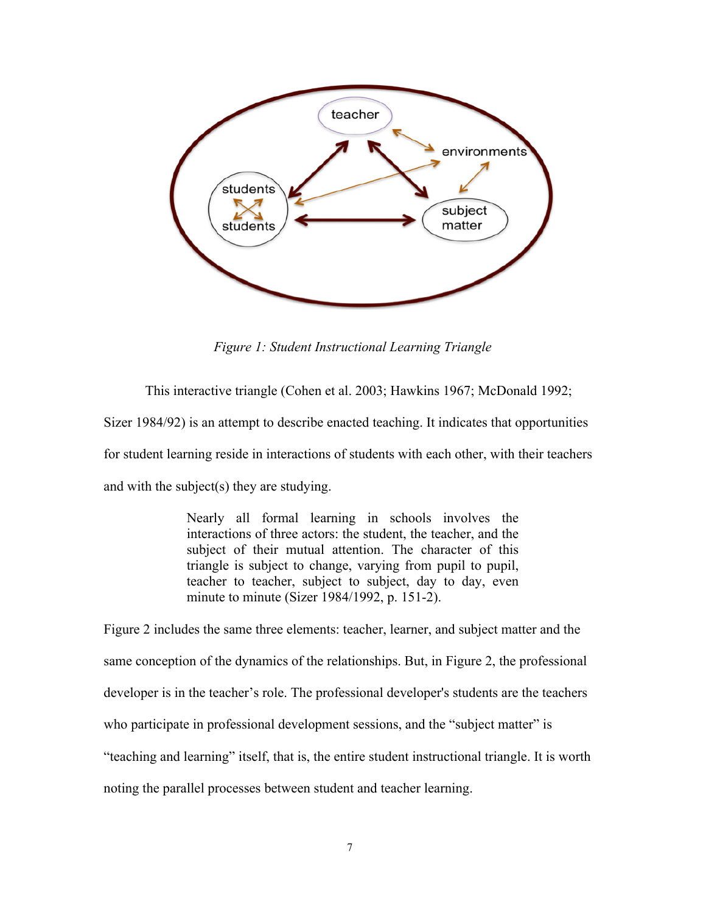*Figure 1: Student Instructional Learning Triangle*

This interactive triangle (Cohen et al. 2003; Hawkins 1967; McDonald 1992; Sizer 1984/92) is an attempt to describe enacted teaching. It indicates that opportunities for student learning reside in interactions of students with each other, with their teachers and with the subject(s) they are studying.

> Nearly all formal learning in schools involves the interactions of three actors: the student, the teacher, and the subject of their mutual attention. The character of this triangle is subject to change, varying from pupil to pupil, teacher to teacher, subject to subject, day to day, even minute to minute (Sizer 1984/1992, p. 151-2).

Figure 2 includes the same three elements: teacher, learner, and subject matter and the same conception of the dynamics of the relationships. But, in Figure 2, the professional developer is in the teacher's role. The professional developer's students are the teachers who participate in professional development sessions, and the "subject matter" is "teaching and learning" itself, that is, the entire student instructional triangle. It is worth noting the parallel processes between student and teacher learning.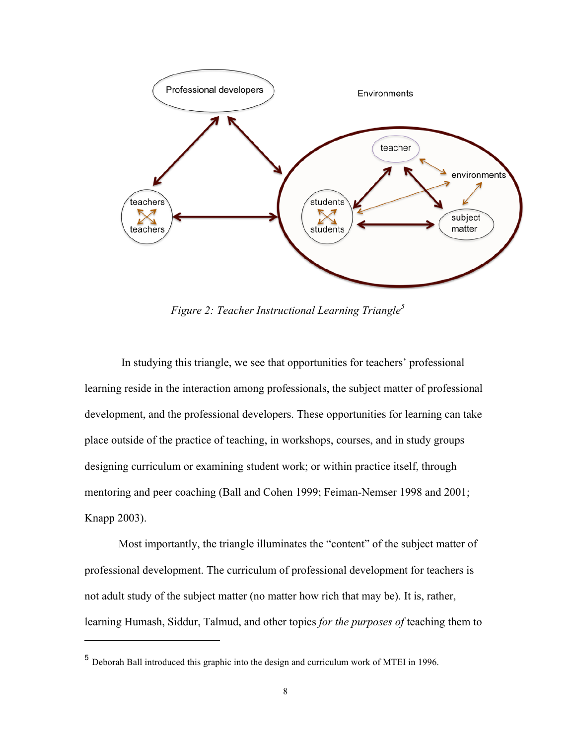*Figure 2: Teacher Instructional Learning Triangle*[5]

In studying this triangle, we see that opportunities for teachers' professional learning reside in the interaction among professionals, the subject matter of professional development, and the professional developers. These opportunities for learning can take place outside of the practice of teaching, in workshops, courses, and in study groups designing curriculum or examining student work; or within practice itself, through mentoring and peer coaching (Ball and Cohen 1999; Feiman-Nemser 1998 and 2001; Knapp 2003).

Most importantly, the triangle illuminates the "content" of the subject matter of professional development. The curriculum of professional development for teachers is not adult study of the subject matter (no matter how rich that may be). It is, rather, learning Humash, Siddur, Talmud, and other topics *for the purposes of* teaching them to

---

[5] Deborah Ball introduced this graphic into the design and curriculum work of MTEI in 1996.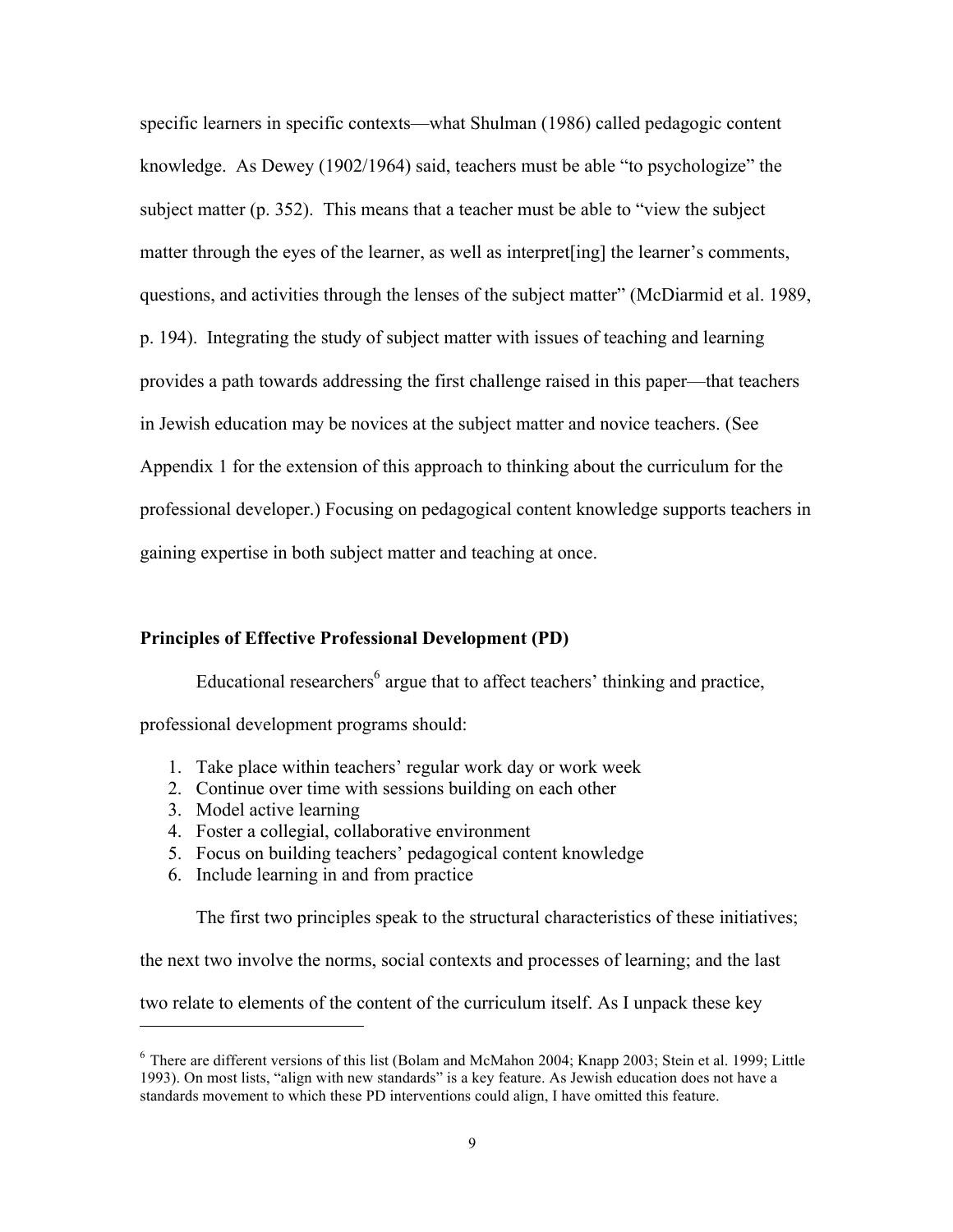specific learners in specific contexts—what Shulman (1986) called pedagogic content knowledge. As Dewey (1902/1964) said, teachers must be able "to psychologize" the subject matter (p. 352). This means that a teacher must be able to "view the subject matter through the eyes of the learner, as well as interpret[ing] the learner's comments, questions, and activities through the lenses of the subject matter" (McDiarmid et al. 1989, p. 194). Integrating the study of subject matter with issues of teaching and learning provides a path towards addressing the first challenge raised in this paper—that teachers in Jewish education may be novices at the subject matter and novice teachers. (See Appendix 1 for the extension of this approach to thinking about the curriculum for the professional developer.) Focusing on pedagogical content knowledge supports teachers in gaining expertise in both subject matter and teaching at once.

**Principles of Effective Professional Development (PD)**

Educational researchers[6] argue that to affect teachers' thinking and practice, professional development programs should:

1. Take place within teachers' regular work day or work week
2. Continue over time with sessions building on each other
3. Model active learning
4. Foster a collegial, collaborative environment
5. Focus on building teachers' pedagogical content knowledge
6. Include learning in and from practice

The first two principles speak to the structural characteristics of these initiatives; the next two involve the norms, social contexts and processes of learning; and the last two relate to elements of the content of the curriculum itself. As I unpack these key

[6] There are different versions of this list (Bolam and McMahon 2004; Knapp 2003; Stein et al. 1999; Little 1993). On most lists, "align with new standards" is a key feature. As Jewish education does not have a standards movement to which these PD interventions could align, I have omitted this feature.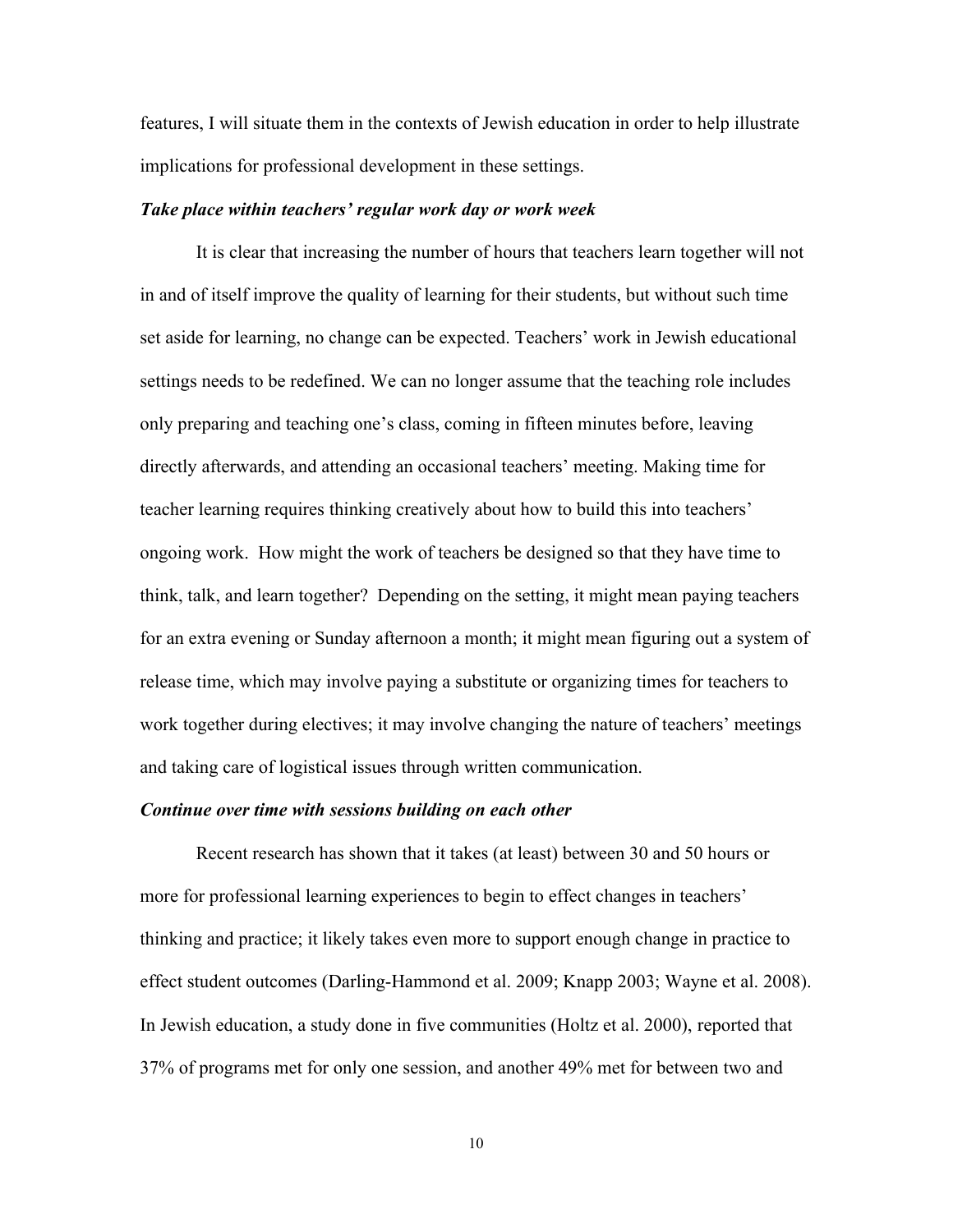features, I will situate them in the contexts of Jewish education in order to help illustrate implications for professional development in these settings.

***Take place within teachers' regular work day or work week***

It is clear that increasing the number of hours that teachers learn together will not in and of itself improve the quality of learning for their students, but without such time set aside for learning, no change can be expected. Teachers' work in Jewish educational settings needs to be redefined. We can no longer assume that the teaching role includes only preparing and teaching one's class, coming in fifteen minutes before, leaving directly afterwards, and attending an occasional teachers' meeting. Making time for teacher learning requires thinking creatively about how to build this into teachers' ongoing work. How might the work of teachers be designed so that they have time to think, talk, and learn together? Depending on the setting, it might mean paying teachers for an extra evening or Sunday afternoon a month; it might mean figuring out a system of release time, which may involve paying a substitute or organizing times for teachers to work together during electives; it may involve changing the nature of teachers' meetings and taking care of logistical issues through written communication.

***Continue over time with sessions building on each other***

Recent research has shown that it takes (at least) between 30 and 50 hours or more for professional learning experiences to begin to effect changes in teachers' thinking and practice; it likely takes even more to support enough change in practice to effect student outcomes (Darling-Hammond et al. 2009; Knapp 2003; Wayne et al. 2008). In Jewish education, a study done in five communities (Holtz et al. 2000), reported that 37% of programs met for only one session, and another 49% met for between two and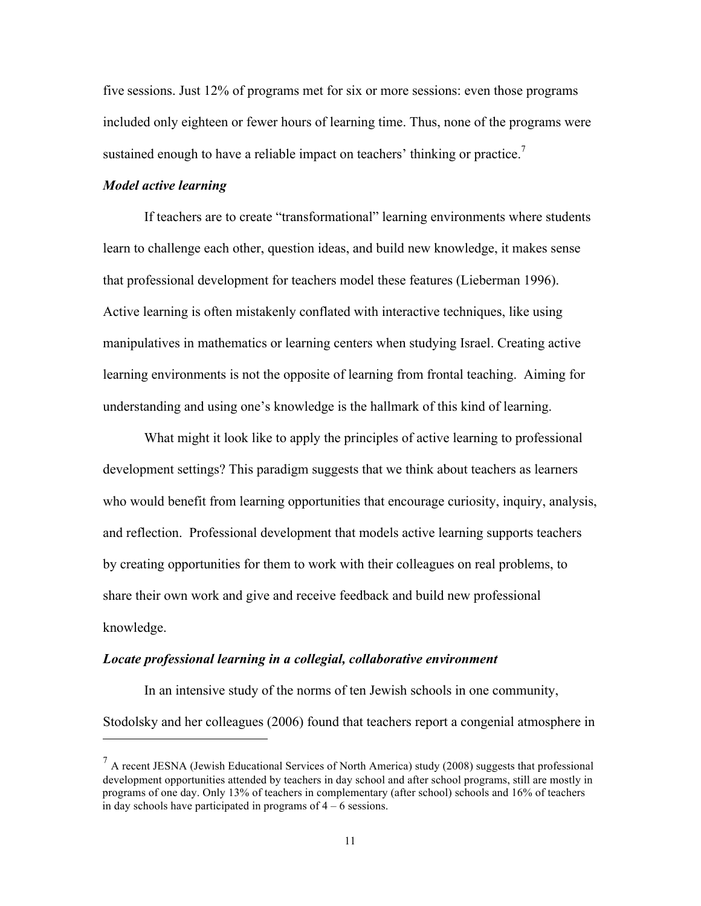five sessions. Just 12% of programs met for six or more sessions: even those programs included only eighteen or fewer hours of learning time. Thus, none of the programs were sustained enough to have a reliable impact on teachers' thinking or practice.[7]

***Model active learning***

If teachers are to create "transformational" learning environments where students learn to challenge each other, question ideas, and build new knowledge, it makes sense that professional development for teachers model these features (Lieberman 1996). Active learning is often mistakenly conflated with interactive techniques, like using manipulatives in mathematics or learning centers when studying Israel. Creating active learning environments is not the opposite of learning from frontal teaching. Aiming for understanding and using one's knowledge is the hallmark of this kind of learning.

What might it look like to apply the principles of active learning to professional development settings? This paradigm suggests that we think about teachers as learners who would benefit from learning opportunities that encourage curiosity, inquiry, analysis, and reflection. Professional development that models active learning supports teachers by creating opportunities for them to work with their colleagues on real problems, to share their own work and give and receive feedback and build new professional knowledge.

***Locate professional learning in a collegial, collaborative environment***

In an intensive study of the norms of ten Jewish schools in one community, Stodolsky and her colleagues (2006) found that teachers report a congenial atmosphere in

---

[7] A recent JESNA (Jewish Educational Services of North America) study (2008) suggests that professional development opportunities attended by teachers in day school and after school programs, still are mostly in programs of one day. Only 13% of teachers in complementary (after school) schools and 16% of teachers in day schools have participated in programs of 4 – 6 sessions.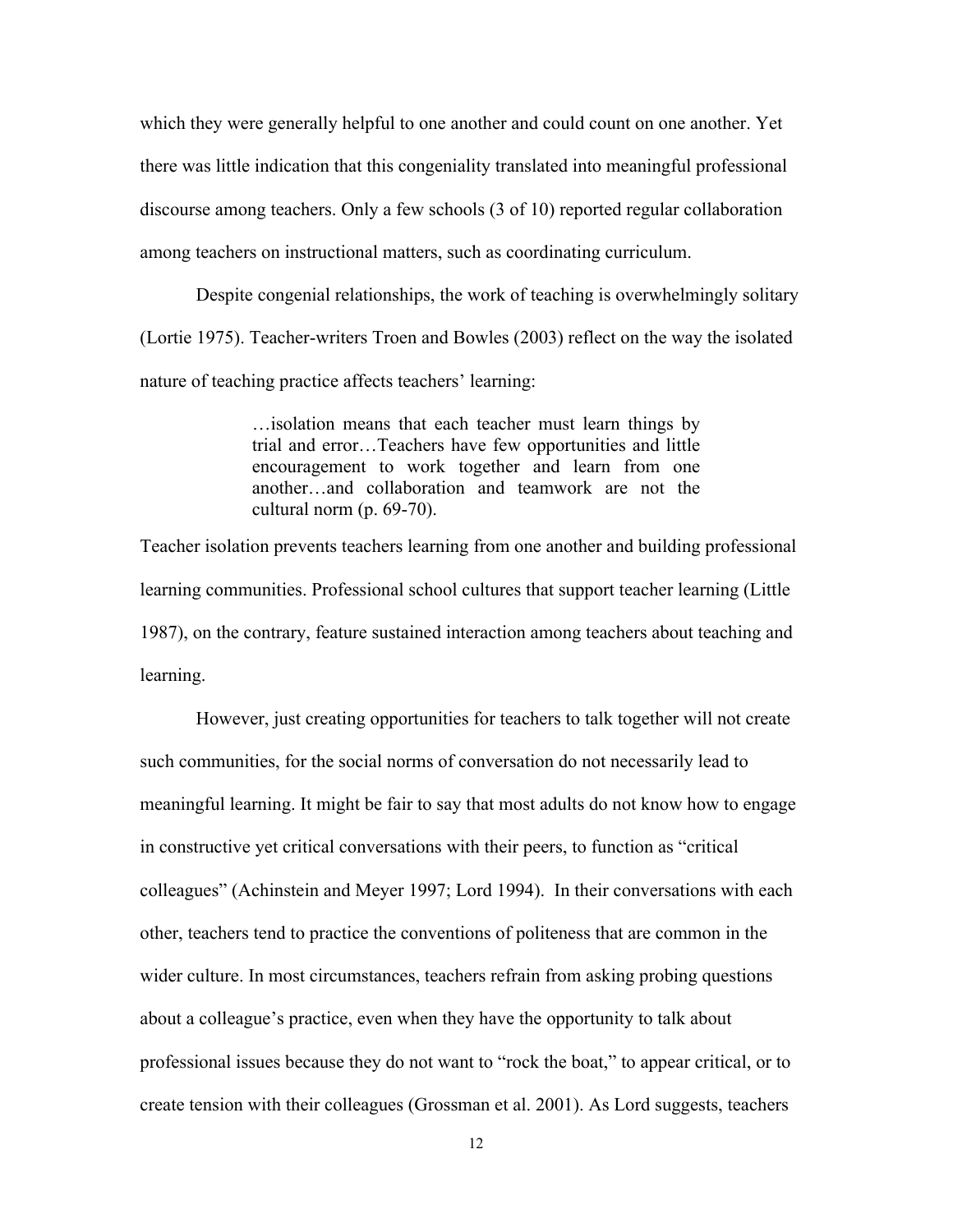which they were generally helpful to one another and could count on one another. Yet there was little indication that this congeniality translated into meaningful professional discourse among teachers. Only a few schools (3 of 10) reported regular collaboration among teachers on instructional matters, such as coordinating curriculum.

Despite congenial relationships, the work of teaching is overwhelmingly solitary (Lortie 1975). Teacher-writers Troen and Bowles (2003) reflect on the way the isolated nature of teaching practice affects teachers' learning:

> …isolation means that each teacher must learn things by trial and error…Teachers have few opportunities and little encouragement to work together and learn from one another…and collaboration and teamwork are not the cultural norm (p. 69-70).

Teacher isolation prevents teachers learning from one another and building professional learning communities. Professional school cultures that support teacher learning (Little 1987), on the contrary, feature sustained interaction among teachers about teaching and learning.

However, just creating opportunities for teachers to talk together will not create such communities, for the social norms of conversation do not necessarily lead to meaningful learning. It might be fair to say that most adults do not know how to engage in constructive yet critical conversations with their peers, to function as "critical colleagues" (Achinstein and Meyer 1997; Lord 1994). In their conversations with each other, teachers tend to practice the conventions of politeness that are common in the wider culture. In most circumstances, teachers refrain from asking probing questions about a colleague's practice, even when they have the opportunity to talk about professional issues because they do not want to "rock the boat," to appear critical, or to create tension with their colleagues (Grossman et al. 2001). As Lord suggests, teachers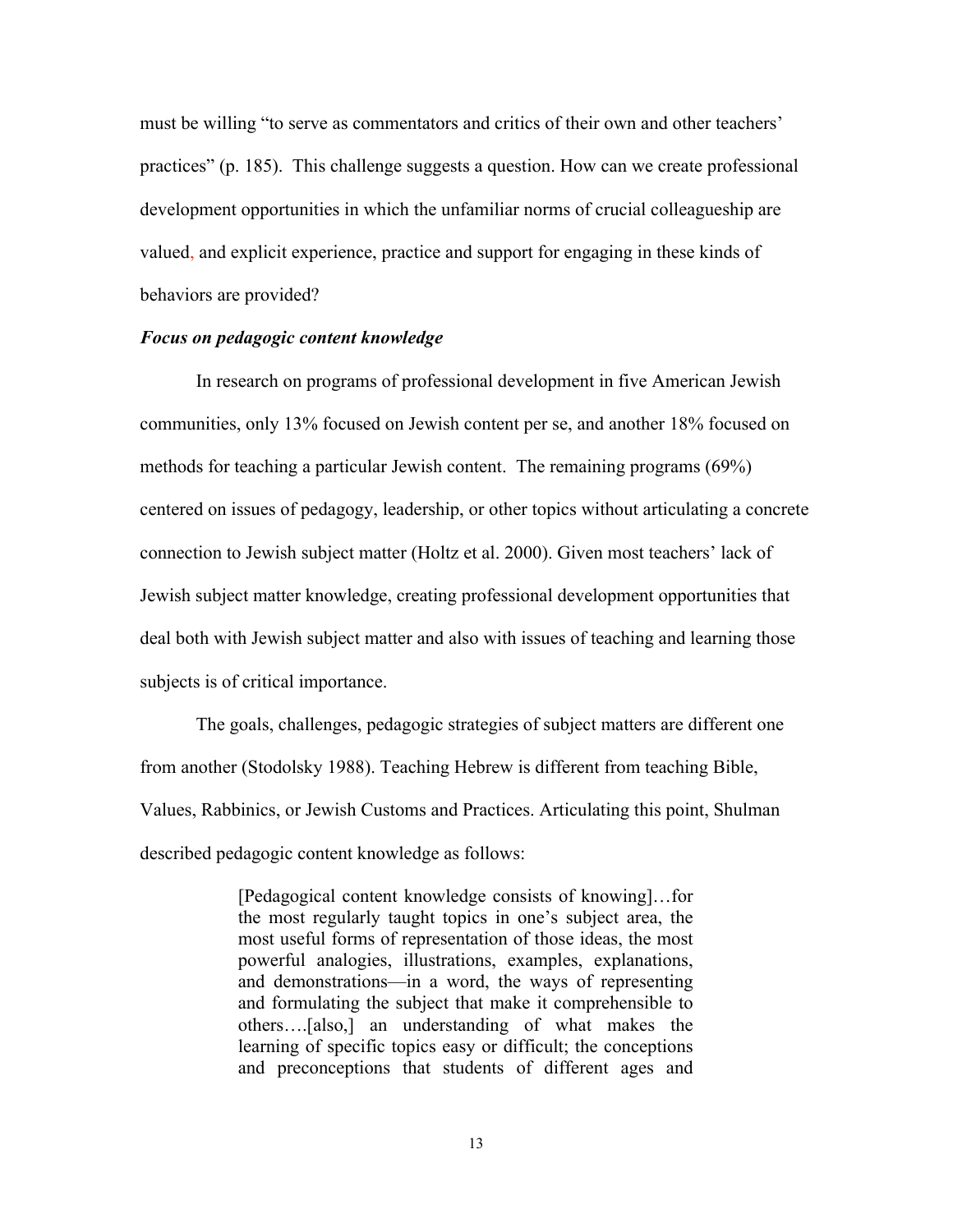must be willing "to serve as commentators and critics of their own and other teachers' practices" (p. 185). This challenge suggests a question. How can we create professional development opportunities in which the unfamiliar norms of crucial colleagueship are valued, and explicit experience, practice and support for engaging in these kinds of behaviors are provided?

***Focus on pedagogic content knowledge***

In research on programs of professional development in five American Jewish communities, only 13% focused on Jewish content per se, and another 18% focused on methods for teaching a particular Jewish content. The remaining programs (69%) centered on issues of pedagogy, leadership, or other topics without articulating a concrete connection to Jewish subject matter (Holtz et al. 2000). Given most teachers' lack of Jewish subject matter knowledge, creating professional development opportunities that deal both with Jewish subject matter and also with issues of teaching and learning those subjects is of critical importance.

The goals, challenges, pedagogic strategies of subject matters are different one from another (Stodolsky 1988). Teaching Hebrew is different from teaching Bible, Values, Rabbinics, or Jewish Customs and Practices. Articulating this point, Shulman described pedagogic content knowledge as follows:

> [Pedagogical content knowledge consists of knowing]…for the most regularly taught topics in one's subject area, the most useful forms of representation of those ideas, the most powerful analogies, illustrations, examples, explanations, and demonstrations—in a word, the ways of representing and formulating the subject that make it comprehensible to others….[also,] an understanding of what makes the learning of specific topics easy or difficult; the conceptions and preconceptions that students of different ages and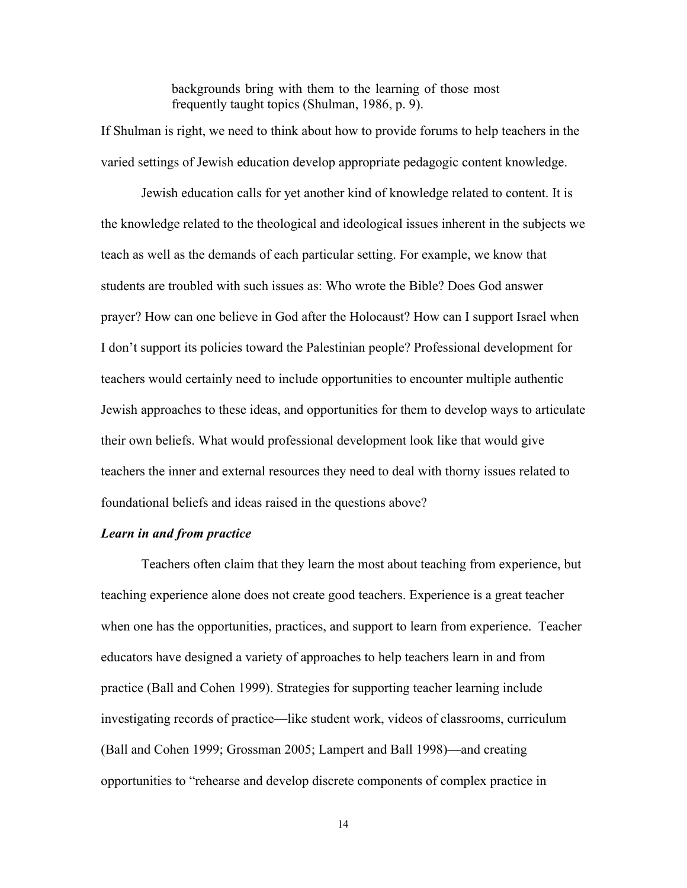> backgrounds bring with them to the learning of those most frequently taught topics (Shulman, 1986, p. 9).

If Shulman is right, we need to think about how to provide forums to help teachers in the varied settings of Jewish education develop appropriate pedagogic content knowledge.

Jewish education calls for yet another kind of knowledge related to content. It is the knowledge related to the theological and ideological issues inherent in the subjects we teach as well as the demands of each particular setting. For example, we know that students are troubled with such issues as: Who wrote the Bible? Does God answer prayer? How can one believe in God after the Holocaust? How can I support Israel when I don't support its policies toward the Palestinian people? Professional development for teachers would certainly need to include opportunities to encounter multiple authentic Jewish approaches to these ideas, and opportunities for them to develop ways to articulate their own beliefs. What would professional development look like that would give teachers the inner and external resources they need to deal with thorny issues related to foundational beliefs and ideas raised in the questions above?

***Learn in and from practice***

Teachers often claim that they learn the most about teaching from experience, but teaching experience alone does not create good teachers. Experience is a great teacher when one has the opportunities, practices, and support to learn from experience. Teacher educators have designed a variety of approaches to help teachers learn in and from practice (Ball and Cohen 1999). Strategies for supporting teacher learning include investigating records of practice—like student work, videos of classrooms, curriculum (Ball and Cohen 1999; Grossman 2005; Lampert and Ball 1998)—and creating opportunities to "rehearse and develop discrete components of complex practice in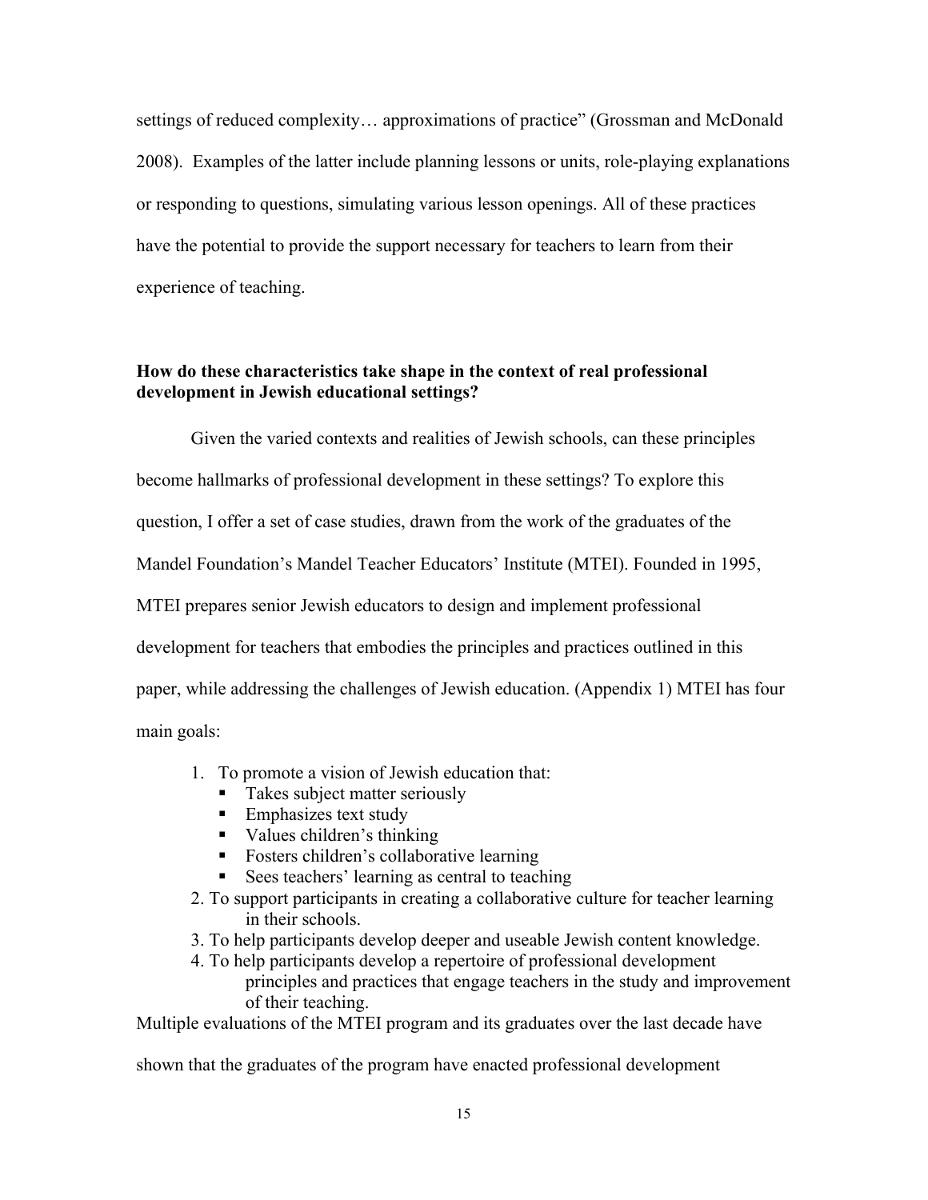settings of reduced complexity… approximations of practice" (Grossman and McDonald 2008). Examples of the latter include planning lessons or units, role-playing explanations or responding to questions, simulating various lesson openings. All of these practices have the potential to provide the support necessary for teachers to learn from their experience of teaching.

**How do these characteristics take shape in the context of real professional development in Jewish educational settings?**

Given the varied contexts and realities of Jewish schools, can these principles become hallmarks of professional development in these settings? To explore this question, I offer a set of case studies, drawn from the work of the graduates of the Mandel Foundation's Mandel Teacher Educators' Institute (MTEI). Founded in 1995, MTEI prepares senior Jewish educators to design and implement professional development for teachers that embodies the principles and practices outlined in this paper, while addressing the challenges of Jewish education. (Appendix 1) MTEI has four main goals:

1. To promote a vision of Jewish education that:
   - Takes subject matter seriously
   - Emphasizes text study
   - Values children's thinking
   - Fosters children's collaborative learning
   - Sees teachers' learning as central to teaching
2. To support participants in creating a collaborative culture for teacher learning in their schools.
3. To help participants develop deeper and useable Jewish content knowledge.
4. To help participants develop a repertoire of professional development principles and practices that engage teachers in the study and improvement of their teaching.

Multiple evaluations of the MTEI program and its graduates over the last decade have shown that the graduates of the program have enacted professional development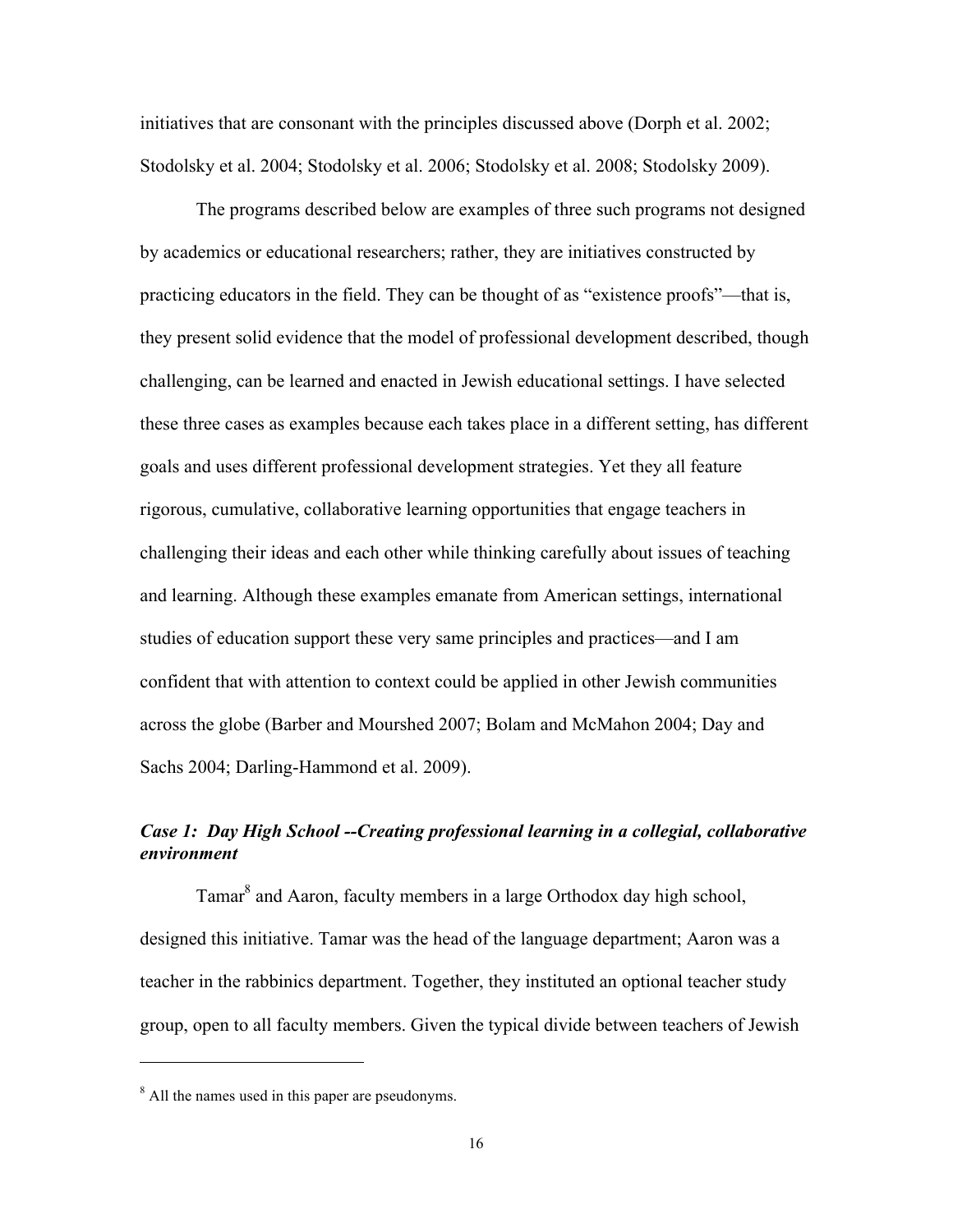initiatives that are consonant with the principles discussed above (Dorph et al. 2002; Stodolsky et al. 2004; Stodolsky et al. 2006; Stodolsky et al. 2008; Stodolsky 2009).

The programs described below are examples of three such programs not designed by academics or educational researchers; rather, they are initiatives constructed by practicing educators in the field. They can be thought of as "existence proofs"—that is, they present solid evidence that the model of professional development described, though challenging, can be learned and enacted in Jewish educational settings. I have selected these three cases as examples because each takes place in a different setting, has different goals and uses different professional development strategies. Yet they all feature rigorous, cumulative, collaborative learning opportunities that engage teachers in challenging their ideas and each other while thinking carefully about issues of teaching and learning. Although these examples emanate from American settings, international studies of education support these very same principles and practices—and I am confident that with attention to context could be applied in other Jewish communities across the globe (Barber and Mourshed 2007; Bolam and McMahon 2004; Day and Sachs 2004; Darling-Hammond et al. 2009).

### *Case 1: Day High School --Creating professional learning in a collegial, collaborative environment*

Tamar[8] and Aaron, faculty members in a large Orthodox day high school, designed this initiative. Tamar was the head of the language department; Aaron was a teacher in the rabbinics department. Together, they instituted an optional teacher study group, open to all faculty members. Given the typical divide between teachers of Jewish

---

[8] All the names used in this paper are pseudonyms.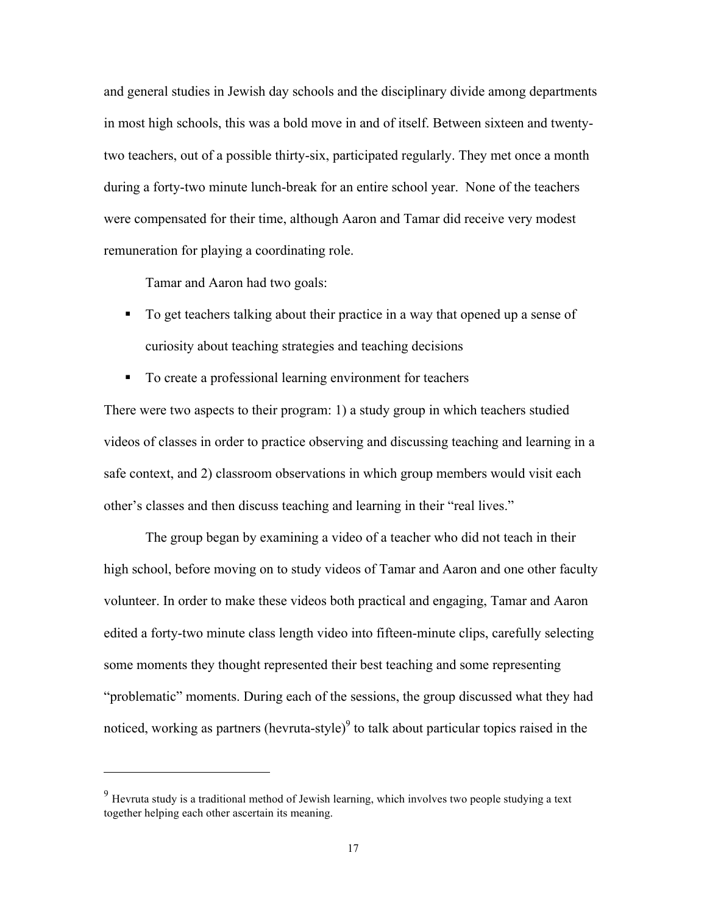and general studies in Jewish day schools and the disciplinary divide among departments in most high schools, this was a bold move in and of itself. Between sixteen and twenty-two teachers, out of a possible thirty-six, participated regularly. They met once a month during a forty-two minute lunch-break for an entire school year. None of the teachers were compensated for their time, although Aaron and Tamar did receive very modest remuneration for playing a coordinating role.

Tamar and Aaron had two goals:

- To get teachers talking about their practice in a way that opened up a sense of curiosity about teaching strategies and teaching decisions
- To create a professional learning environment for teachers

There were two aspects to their program: 1) a study group in which teachers studied videos of classes in order to practice observing and discussing teaching and learning in a safe context, and 2) classroom observations in which group members would visit each other's classes and then discuss teaching and learning in their "real lives."

The group began by examining a video of a teacher who did not teach in their high school, before moving on to study videos of Tamar and Aaron and one other faculty volunteer. In order to make these videos both practical and engaging, Tamar and Aaron edited a forty-two minute class length video into fifteen-minute clips, carefully selecting some moments they thought represented their best teaching and some representing "problematic" moments. During each of the sessions, the group discussed what they had noticed, working as partners (hevruta-style)[9] to talk about particular topics raised in the

---

[9] Hevruta study is a traditional method of Jewish learning, which involves two people studying a text together helping each other ascertain its meaning.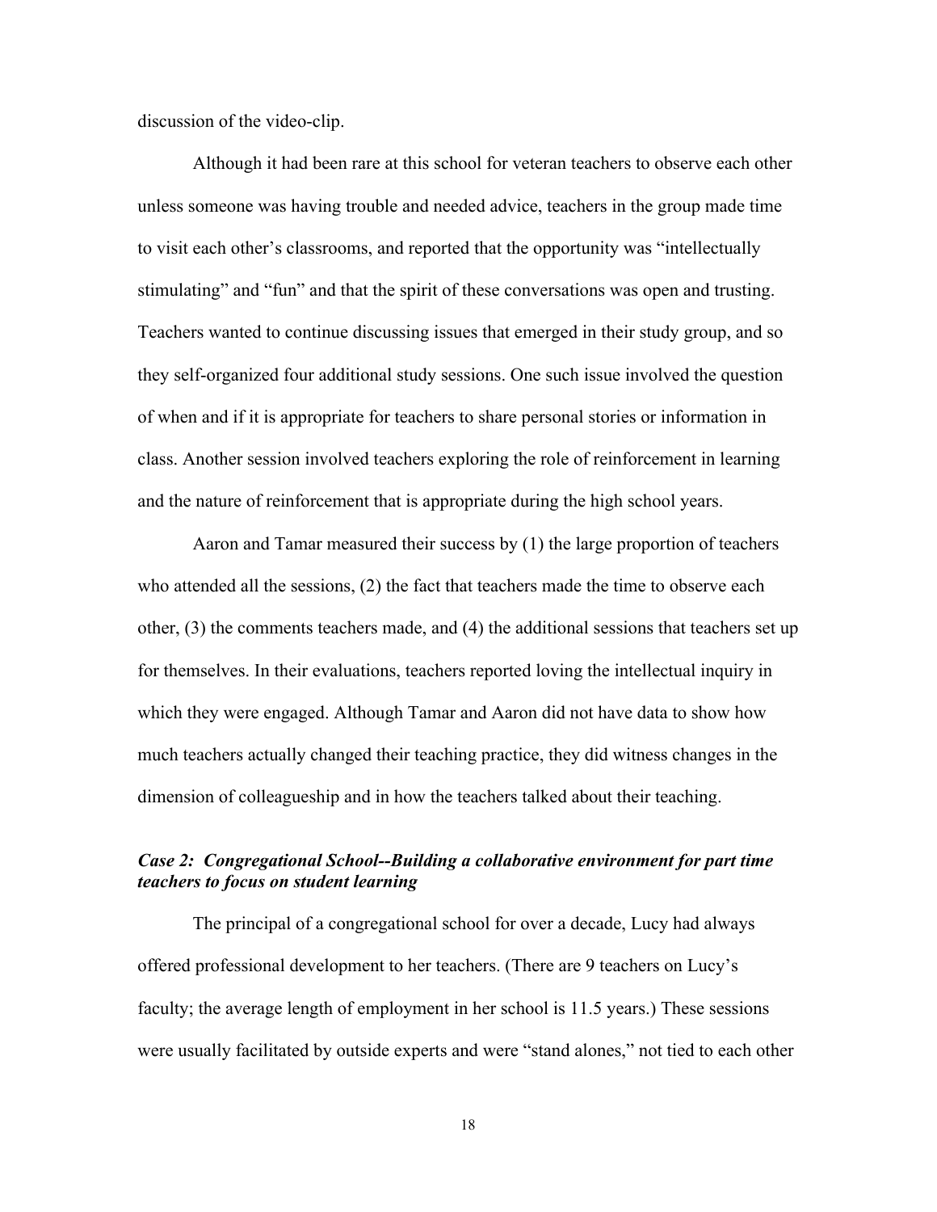discussion of the video-clip.

Although it had been rare at this school for veteran teachers to observe each other unless someone was having trouble and needed advice, teachers in the group made time to visit each other's classrooms, and reported that the opportunity was "intellectually stimulating" and "fun" and that the spirit of these conversations was open and trusting. Teachers wanted to continue discussing issues that emerged in their study group, and so they self-organized four additional study sessions. One such issue involved the question of when and if it is appropriate for teachers to share personal stories or information in class. Another session involved teachers exploring the role of reinforcement in learning and the nature of reinforcement that is appropriate during the high school years.

Aaron and Tamar measured their success by (1) the large proportion of teachers who attended all the sessions, (2) the fact that teachers made the time to observe each other, (3) the comments teachers made, and (4) the additional sessions that teachers set up for themselves. In their evaluations, teachers reported loving the intellectual inquiry in which they were engaged. Although Tamar and Aaron did not have data to show how much teachers actually changed their teaching practice, they did witness changes in the dimension of colleagueship and in how the teachers talked about their teaching.

### *Case 2: Congregational School--Building a collaborative environment for part time teachers to focus on student learning*

The principal of a congregational school for over a decade, Lucy had always offered professional development to her teachers. (There are 9 teachers on Lucy's faculty; the average length of employment in her school is 11.5 years.) These sessions were usually facilitated by outside experts and were "stand alones," not tied to each other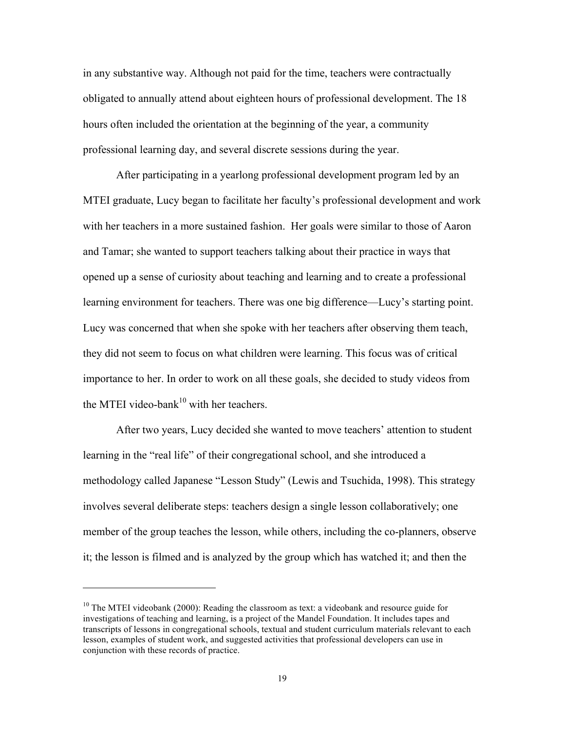in any substantive way. Although not paid for the time, teachers were contractually obligated to annually attend about eighteen hours of professional development. The 18 hours often included the orientation at the beginning of the year, a community professional learning day, and several discrete sessions during the year.

After participating in a yearlong professional development program led by an MTEI graduate, Lucy began to facilitate her faculty's professional development and work with her teachers in a more sustained fashion. Her goals were similar to those of Aaron and Tamar; she wanted to support teachers talking about their practice in ways that opened up a sense of curiosity about teaching and learning and to create a professional learning environment for teachers. There was one big difference—Lucy's starting point. Lucy was concerned that when she spoke with her teachers after observing them teach, they did not seem to focus on what children were learning. This focus was of critical importance to her. In order to work on all these goals, she decided to study videos from the MTEI video-bank[10] with her teachers.

After two years, Lucy decided she wanted to move teachers' attention to student learning in the "real life" of their congregational school, and she introduced a methodology called Japanese "Lesson Study" (Lewis and Tsuchida, 1998). This strategy involves several deliberate steps: teachers design a single lesson collaboratively; one member of the group teaches the lesson, while others, including the co-planners, observe it; the lesson is filmed and is analyzed by the group which has watched it; and then the

---

[10] The MTEI videobank (2000): Reading the classroom as text: a videobank and resource guide for investigations of teaching and learning, is a project of the Mandel Foundation. It includes tapes and transcripts of lessons in congregational schools, textual and student curriculum materials relevant to each lesson, examples of student work, and suggested activities that professional developers can use in conjunction with these records of practice.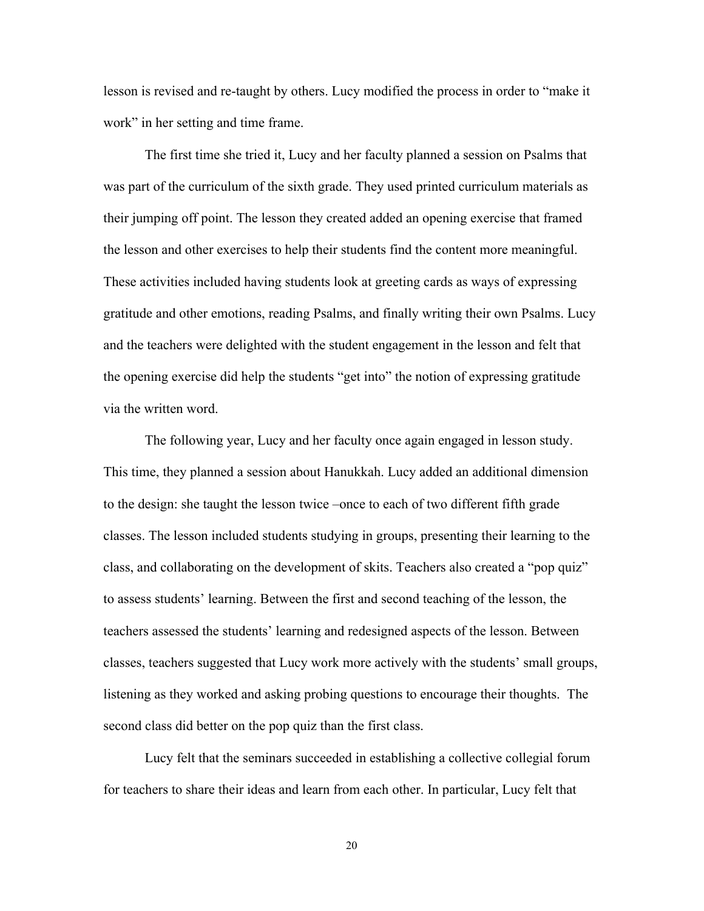lesson is revised and re-taught by others. Lucy modified the process in order to "make it work" in her setting and time frame.

The first time she tried it, Lucy and her faculty planned a session on Psalms that was part of the curriculum of the sixth grade. They used printed curriculum materials as their jumping off point. The lesson they created added an opening exercise that framed the lesson and other exercises to help their students find the content more meaningful. These activities included having students look at greeting cards as ways of expressing gratitude and other emotions, reading Psalms, and finally writing their own Psalms. Lucy and the teachers were delighted with the student engagement in the lesson and felt that the opening exercise did help the students "get into" the notion of expressing gratitude via the written word.

The following year, Lucy and her faculty once again engaged in lesson study. This time, they planned a session about Hanukkah. Lucy added an additional dimension to the design: she taught the lesson twice –once to each of two different fifth grade classes. The lesson included students studying in groups, presenting their learning to the class, and collaborating on the development of skits. Teachers also created a "pop quiz" to assess students' learning. Between the first and second teaching of the lesson, the teachers assessed the students' learning and redesigned aspects of the lesson. Between classes, teachers suggested that Lucy work more actively with the students' small groups, listening as they worked and asking probing questions to encourage their thoughts. The second class did better on the pop quiz than the first class.

Lucy felt that the seminars succeeded in establishing a collective collegial forum for teachers to share their ideas and learn from each other. In particular, Lucy felt that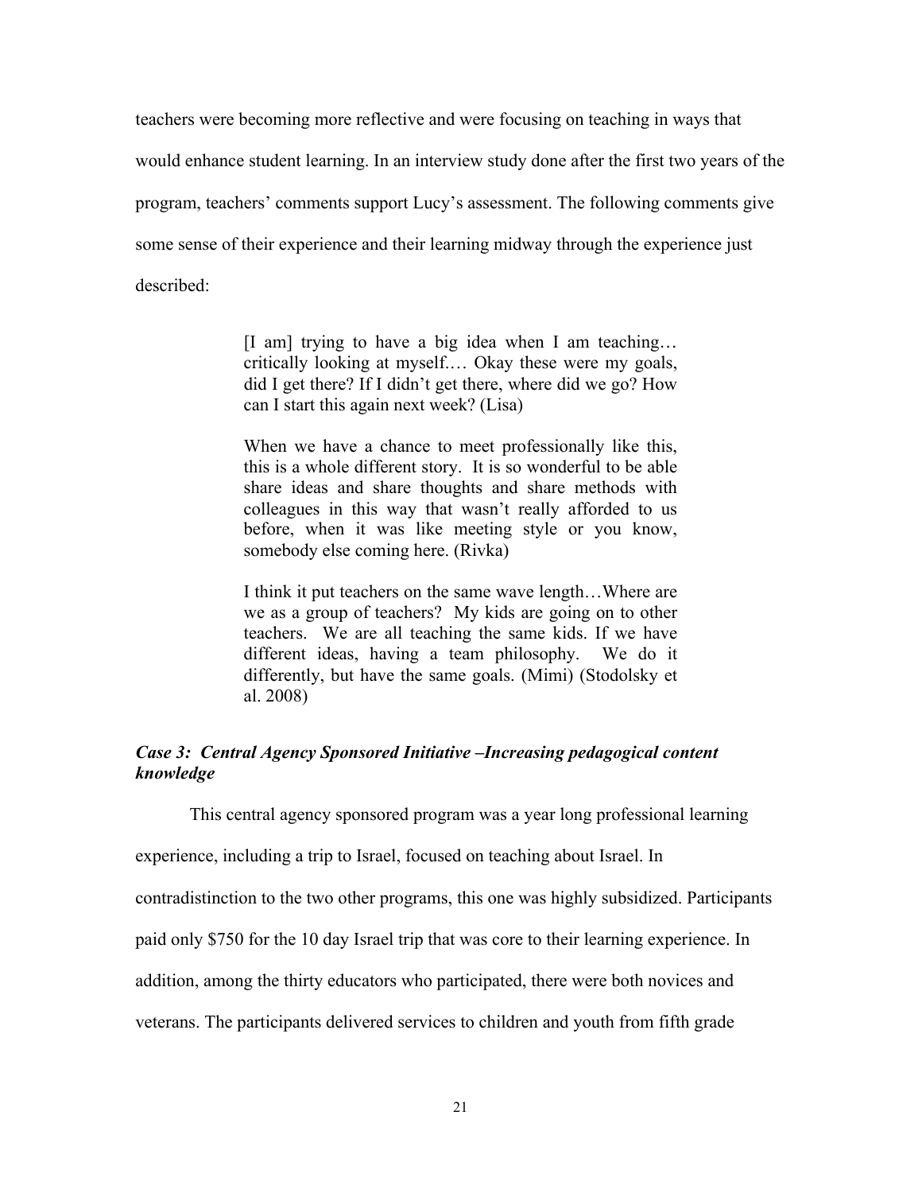teachers were becoming more reflective and were focusing on teaching in ways that would enhance student learning. In an interview study done after the first two years of the program, teachers' comments support Lucy's assessment. The following comments give some sense of their experience and their learning midway through the experience just described:

> [I am] trying to have a big idea when I am teaching… critically looking at myself.… Okay these were my goals, did I get there? If I didn't get there, where did we go? How can I start this again next week? (Lisa)
>
> When we have a chance to meet professionally like this, this is a whole different story. It is so wonderful to be able share ideas and share thoughts and share methods with colleagues in this way that wasn't really afforded to us before, when it was like meeting style or you know, somebody else coming here. (Rivka)
>
> I think it put teachers on the same wave length…Where are we as a group of teachers? My kids are going on to other teachers. We are all teaching the same kids. If we have different ideas, having a team philosophy. We do it differently, but have the same goals. (Mimi) (Stodolsky et al. 2008)

### *Case 3: Central Agency Sponsored Initiative –Increasing pedagogical content knowledge*

This central agency sponsored program was a year long professional learning experience, including a trip to Israel, focused on teaching about Israel. In contradistinction to the two other programs, this one was highly subsidized. Participants paid only $750 for the 10 day Israel trip that was core to their learning experience. In addition, among the thirty educators who participated, there were both novices and veterans. The participants delivered services to children and youth from fifth grade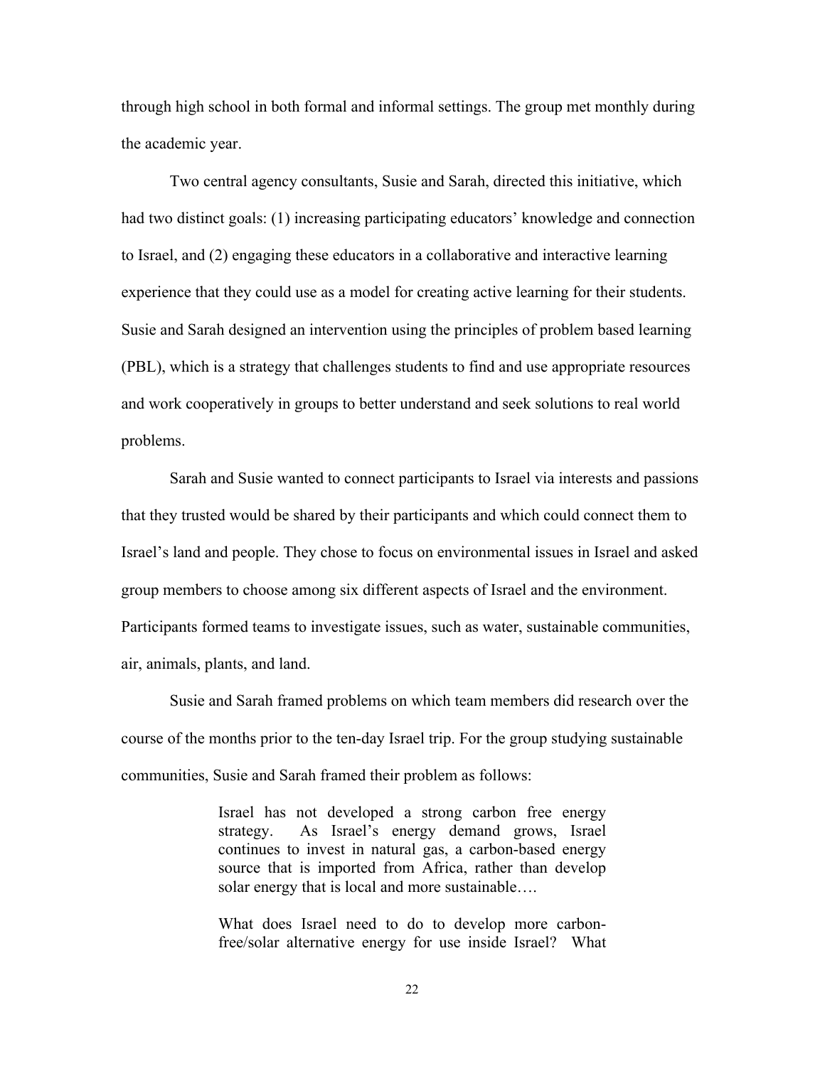through high school in both formal and informal settings. The group met monthly during the academic year.

Two central agency consultants, Susie and Sarah, directed this initiative, which had two distinct goals: (1) increasing participating educators' knowledge and connection to Israel, and (2) engaging these educators in a collaborative and interactive learning experience that they could use as a model for creating active learning for their students. Susie and Sarah designed an intervention using the principles of problem based learning (PBL), which is a strategy that challenges students to find and use appropriate resources and work cooperatively in groups to better understand and seek solutions to real world problems.

Sarah and Susie wanted to connect participants to Israel via interests and passions that they trusted would be shared by their participants and which could connect them to Israel's land and people. They chose to focus on environmental issues in Israel and asked group members to choose among six different aspects of Israel and the environment. Participants formed teams to investigate issues, such as water, sustainable communities, air, animals, plants, and land.

Susie and Sarah framed problems on which team members did research over the course of the months prior to the ten-day Israel trip. For the group studying sustainable communities, Susie and Sarah framed their problem as follows:

> Israel has not developed a strong carbon free energy strategy. As Israel's energy demand grows, Israel continues to invest in natural gas, a carbon-based energy source that is imported from Africa, rather than develop solar energy that is local and more sustainable….
>
> What does Israel need to do to develop more carbon-free/solar alternative energy for use inside Israel? What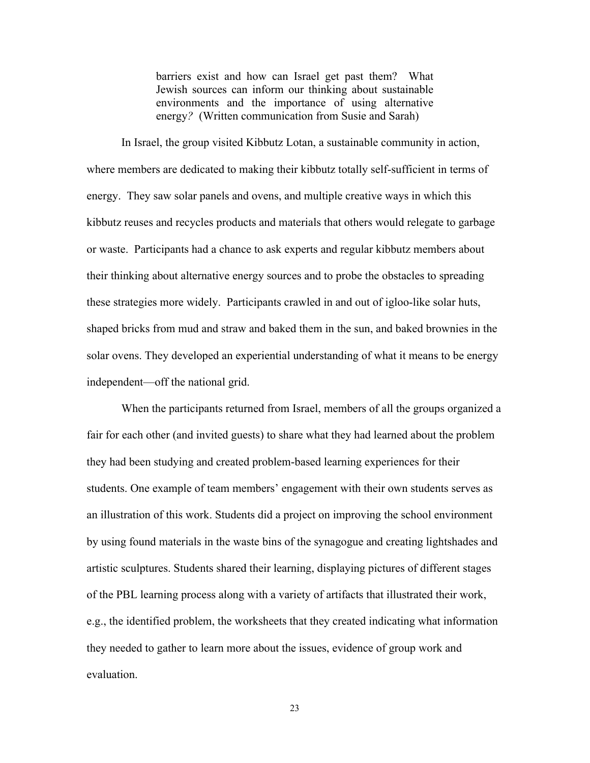> barriers exist and how can Israel get past them? What Jewish sources can inform our thinking about sustainable environments and the importance of using alternative energy*?* (Written communication from Susie and Sarah)

In Israel, the group visited Kibbutz Lotan, a sustainable community in action, where members are dedicated to making their kibbutz totally self-sufficient in terms of energy. They saw solar panels and ovens, and multiple creative ways in which this kibbutz reuses and recycles products and materials that others would relegate to garbage or waste. Participants had a chance to ask experts and regular kibbutz members about their thinking about alternative energy sources and to probe the obstacles to spreading these strategies more widely. Participants crawled in and out of igloo-like solar huts, shaped bricks from mud and straw and baked them in the sun, and baked brownies in the solar ovens. They developed an experiential understanding of what it means to be energy independent—off the national grid.

When the participants returned from Israel, members of all the groups organized a fair for each other (and invited guests) to share what they had learned about the problem they had been studying and created problem-based learning experiences for their students. One example of team members' engagement with their own students serves as an illustration of this work. Students did a project on improving the school environment by using found materials in the waste bins of the synagogue and creating lightshades and artistic sculptures. Students shared their learning, displaying pictures of different stages of the PBL learning process along with a variety of artifacts that illustrated their work, e.g., the identified problem, the worksheets that they created indicating what information they needed to gather to learn more about the issues, evidence of group work and evaluation.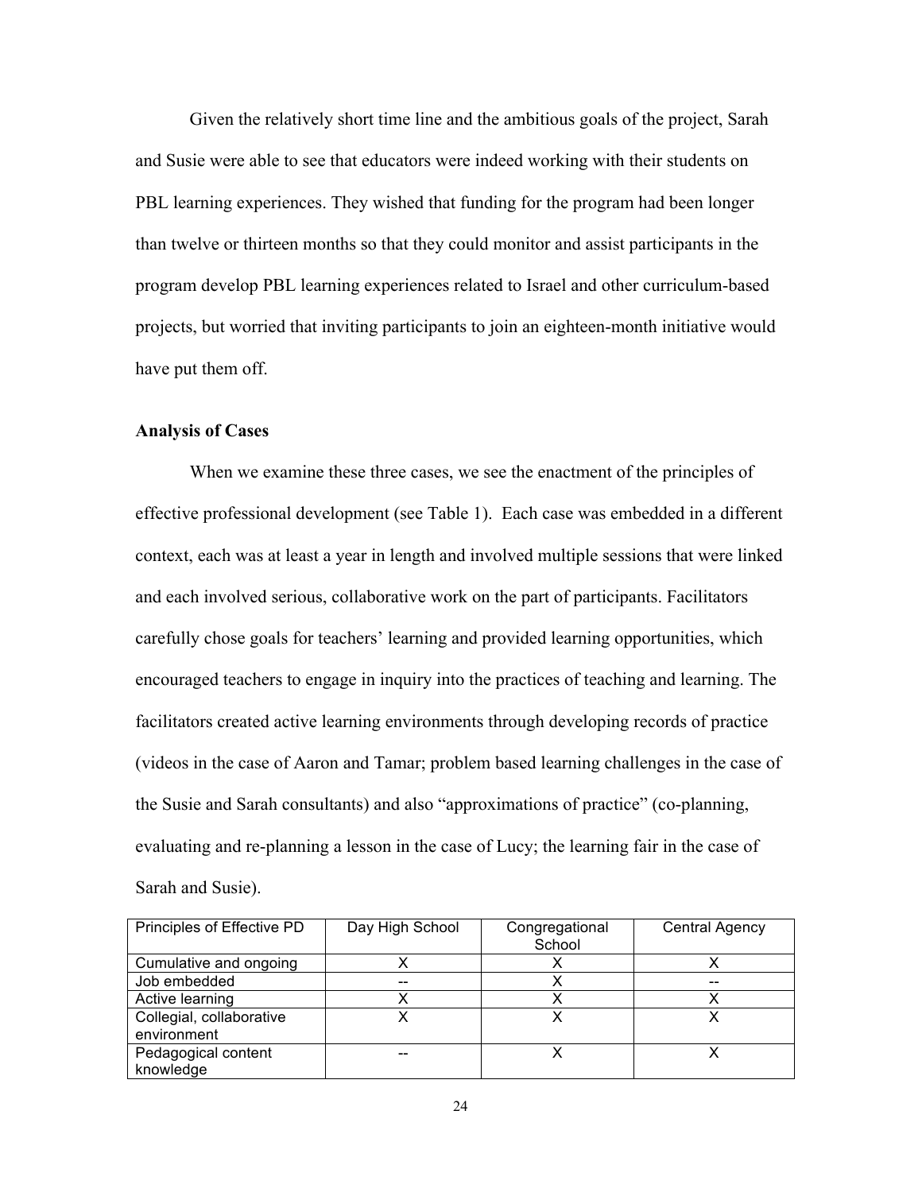Given the relatively short time line and the ambitious goals of the project, Sarah and Susie were able to see that educators were indeed working with their students on PBL learning experiences. They wished that funding for the program had been longer than twelve or thirteen months so that they could monitor and assist participants in the program develop PBL learning experiences related to Israel and other curriculum-based projects, but worried that inviting participants to join an eighteen-month initiative would have put them off.

**Analysis of Cases**

When we examine these three cases, we see the enactment of the principles of effective professional development (see Table 1). Each case was embedded in a different context, each was at least a year in length and involved multiple sessions that were linked and each involved serious, collaborative work on the part of participants. Facilitators carefully chose goals for teachers' learning and provided learning opportunities, which encouraged teachers to engage in inquiry into the practices of teaching and learning. The facilitators created active learning environments through developing records of practice (videos in the case of Aaron and Tamar; problem based learning challenges in the case of the Susie and Sarah consultants) and also "approximations of practice" (co-planning, evaluating and re-planning a lesson in the case of Lucy; the learning fair in the case of Sarah and Susie).

| Principles of Effective PD | Day High School | Congregational School | Central Agency |
|---|---|---|---|
| Cumulative and ongoing | X | X | X |
| Job embedded | -- | X | -- |
| Active learning | X | X | X |
| Collegial, collaborative environment | X | X | X |
| Pedagogical content knowledge | -- | X | X |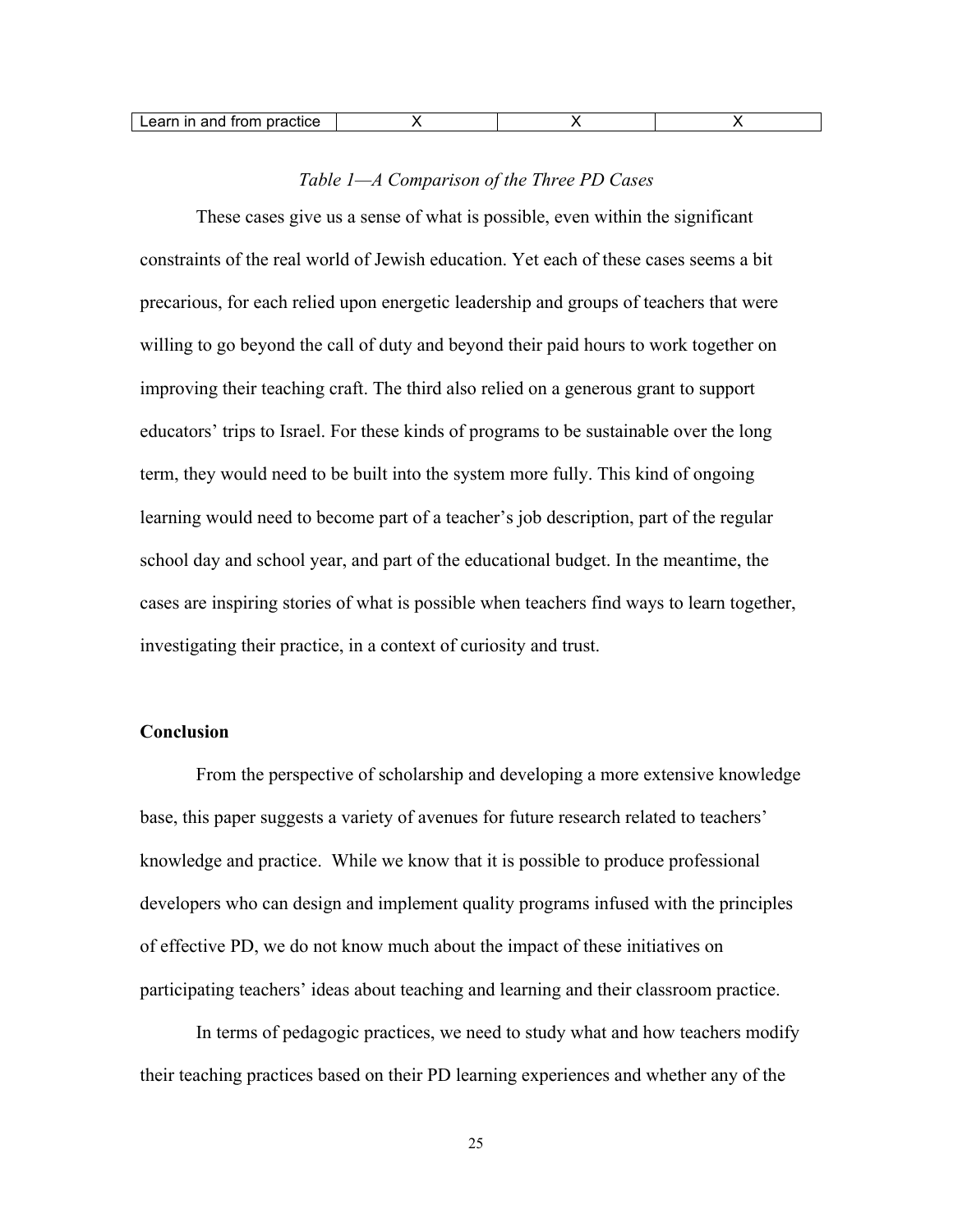| Learn in and from practice | X | X | X |
|---|---|---|---|

*Table 1—A Comparison of the Three PD Cases*

These cases give us a sense of what is possible, even within the significant constraints of the real world of Jewish education. Yet each of these cases seems a bit precarious, for each relied upon energetic leadership and groups of teachers that were willing to go beyond the call of duty and beyond their paid hours to work together on improving their teaching craft. The third also relied on a generous grant to support educators' trips to Israel. For these kinds of programs to be sustainable over the long term, they would need to be built into the system more fully. This kind of ongoing learning would need to become part of a teacher's job description, part of the regular school day and school year, and part of the educational budget. In the meantime, the cases are inspiring stories of what is possible when teachers find ways to learn together, investigating their practice, in a context of curiosity and trust.

**Conclusion**

From the perspective of scholarship and developing a more extensive knowledge base, this paper suggests a variety of avenues for future research related to teachers' knowledge and practice. While we know that it is possible to produce professional developers who can design and implement quality programs infused with the principles of effective PD, we do not know much about the impact of these initiatives on participating teachers' ideas about teaching and learning and their classroom practice.

In terms of pedagogic practices, we need to study what and how teachers modify their teaching practices based on their PD learning experiences and whether any of the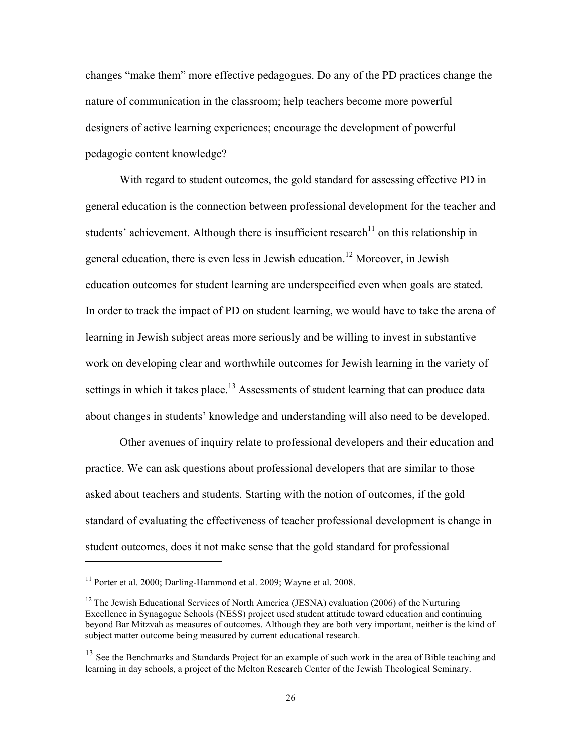changes "make them" more effective pedagogues. Do any of the PD practices change the nature of communication in the classroom; help teachers become more powerful designers of active learning experiences; encourage the development of powerful pedagogic content knowledge?

With regard to student outcomes, the gold standard for assessing effective PD in general education is the connection between professional development for the teacher and students' achievement. Although there is insufficient research[11] on this relationship in general education, there is even less in Jewish education.[12] Moreover, in Jewish education outcomes for student learning are underspecified even when goals are stated. In order to track the impact of PD on student learning, we would have to take the arena of learning in Jewish subject areas more seriously and be willing to invest in substantive work on developing clear and worthwhile outcomes for Jewish learning in the variety of settings in which it takes place.[13] Assessments of student learning that can produce data about changes in students' knowledge and understanding will also need to be developed.

Other avenues of inquiry relate to professional developers and their education and practice. We can ask questions about professional developers that are similar to those asked about teachers and students. Starting with the notion of outcomes, if the gold standard of evaluating the effectiveness of teacher professional development is change in student outcomes, does it not make sense that the gold standard for professional

---

[11] Porter et al. 2000; Darling-Hammond et al. 2009; Wayne et al. 2008.

[12] The Jewish Educational Services of North America (JESNA) evaluation (2006) of the Nurturing Excellence in Synagogue Schools (NESS) project used student attitude toward education and continuing beyond Bar Mitzvah as measures of outcomes. Although they are both very important, neither is the kind of subject matter outcome being measured by current educational research.

[13] See the Benchmarks and Standards Project for an example of such work in the area of Bible teaching and learning in day schools, a project of the Melton Research Center of the Jewish Theological Seminary.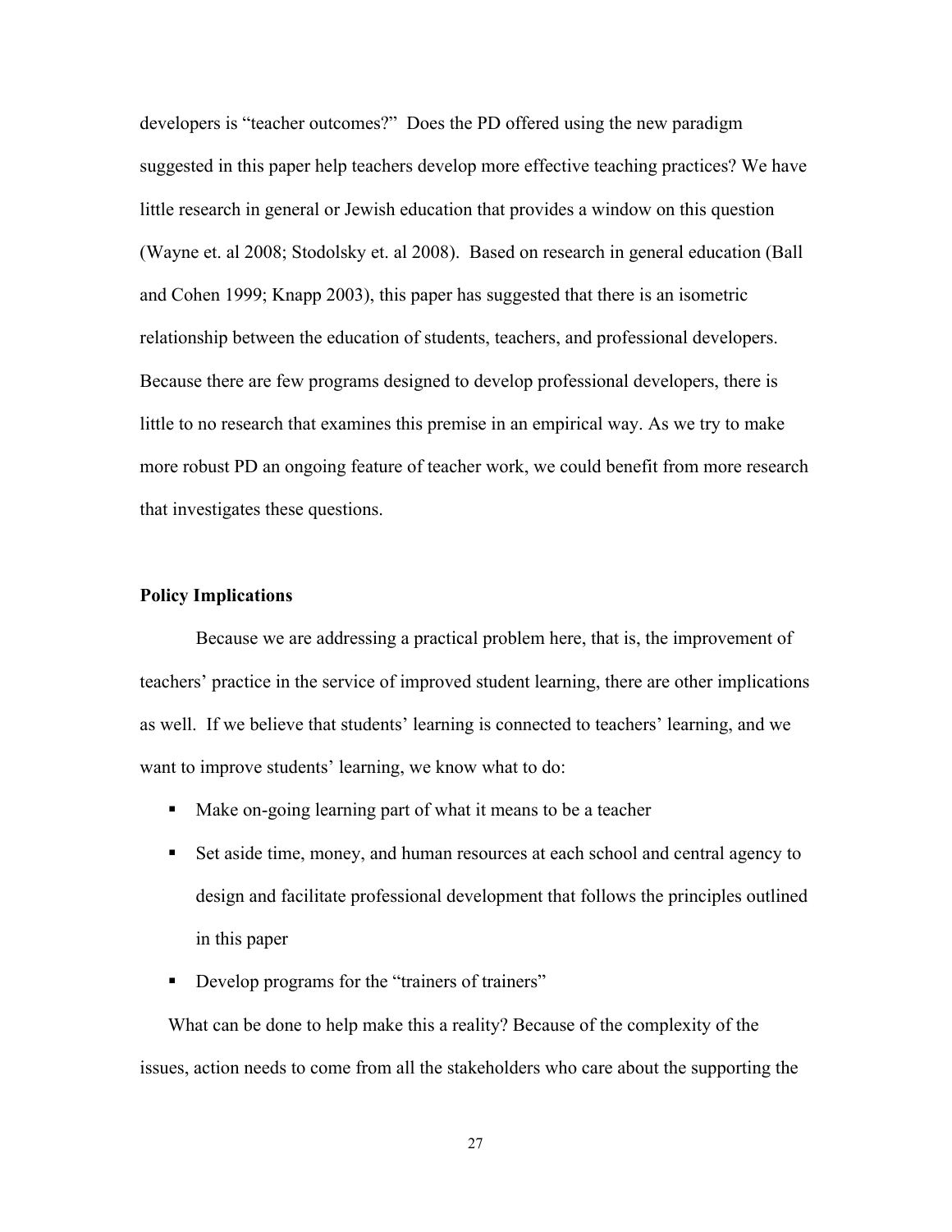developers is "teacher outcomes?" Does the PD offered using the new paradigm suggested in this paper help teachers develop more effective teaching practices? We have little research in general or Jewish education that provides a window on this question (Wayne et. al 2008; Stodolsky et. al 2008). Based on research in general education (Ball and Cohen 1999; Knapp 2003), this paper has suggested that there is an isometric relationship between the education of students, teachers, and professional developers. Because there are few programs designed to develop professional developers, there is little to no research that examines this premise in an empirical way. As we try to make more robust PD an ongoing feature of teacher work, we could benefit from more research that investigates these questions.

**Policy Implications**

Because we are addressing a practical problem here, that is, the improvement of teachers' practice in the service of improved student learning, there are other implications as well. If we believe that students' learning is connected to teachers' learning, and we want to improve students' learning, we know what to do:

- Make on-going learning part of what it means to be a teacher
- Set aside time, money, and human resources at each school and central agency to design and facilitate professional development that follows the principles outlined in this paper
- Develop programs for the "trainers of trainers"

What can be done to help make this a reality? Because of the complexity of the issues, action needs to come from all the stakeholders who care about the supporting the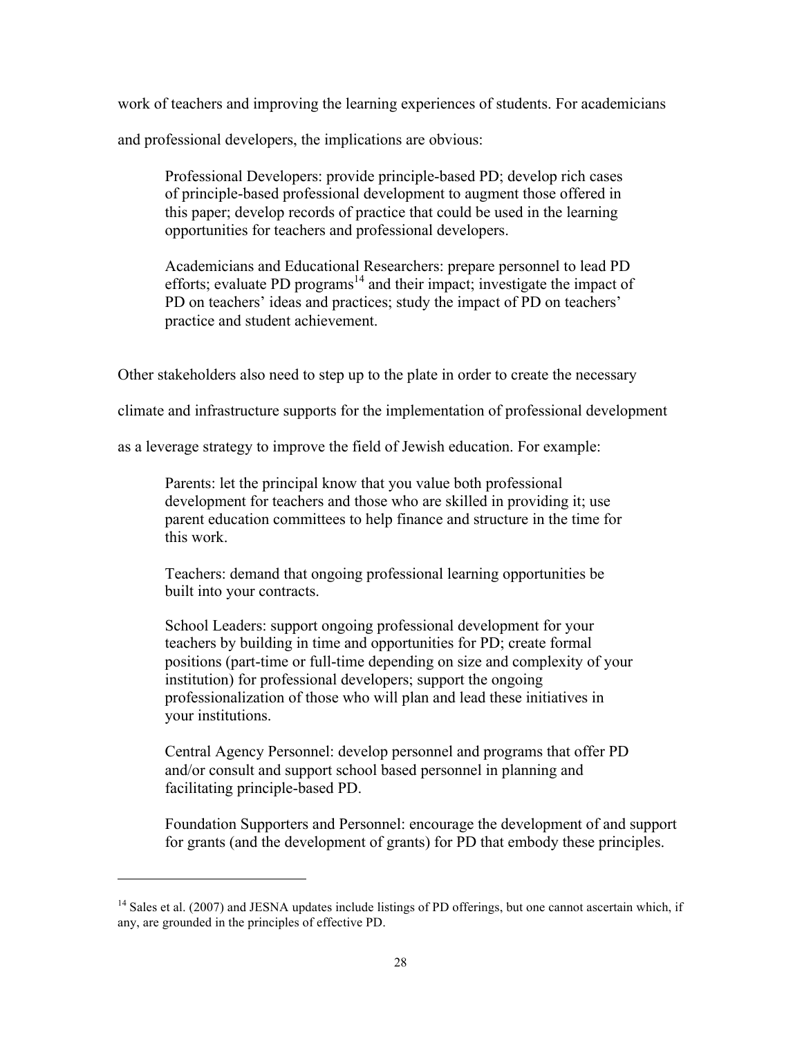work of teachers and improving the learning experiences of students. For academicians and professional developers, the implications are obvious:

> Professional Developers: provide principle-based PD; develop rich cases of principle-based professional development to augment those offered in this paper; develop records of practice that could be used in the learning opportunities for teachers and professional developers.
>
> Academicians and Educational Researchers: prepare personnel to lead PD efforts; evaluate PD programs[14] and their impact; investigate the impact of PD on teachers' ideas and practices; study the impact of PD on teachers' practice and student achievement.

Other stakeholders also need to step up to the plate in order to create the necessary climate and infrastructure supports for the implementation of professional development as a leverage strategy to improve the field of Jewish education. For example:

> Parents: let the principal know that you value both professional development for teachers and those who are skilled in providing it; use parent education committees to help finance and structure in the time for this work.
>
> Teachers: demand that ongoing professional learning opportunities be built into your contracts.
>
> School Leaders: support ongoing professional development for your teachers by building in time and opportunities for PD; create formal positions (part-time or full-time depending on size and complexity of your institution) for professional developers; support the ongoing professionalization of those who will plan and lead these initiatives in your institutions.
>
> Central Agency Personnel: develop personnel and programs that offer PD and/or consult and support school based personnel in planning and facilitating principle-based PD.
>
> Foundation Supporters and Personnel: encourage the development of and support for grants (and the development of grants) for PD that embody these principles.

---

[14] Sales et al. (2007) and JESNA updates include listings of PD offerings, but one cannot ascertain which, if any, are grounded in the principles of effective PD.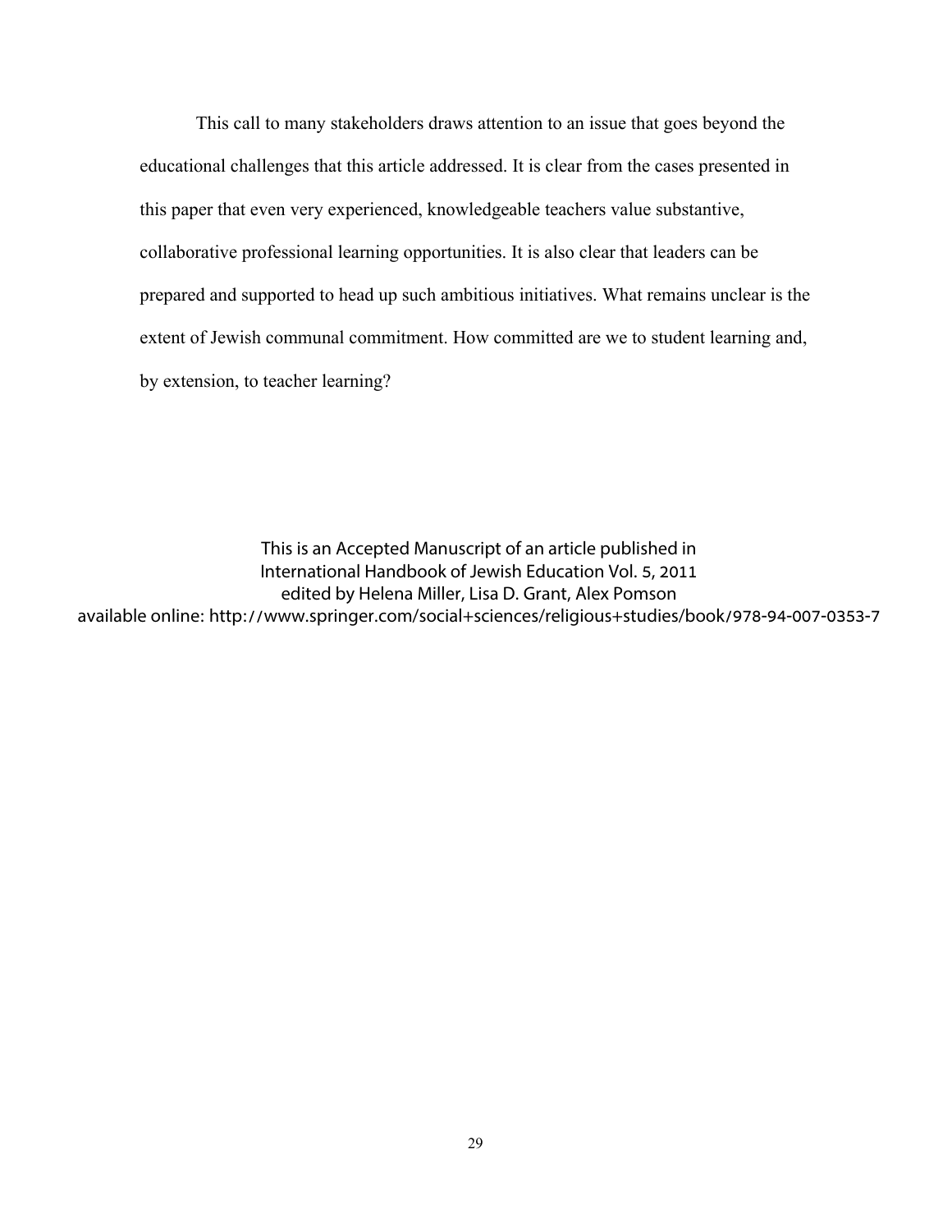This call to many stakeholders draws attention to an issue that goes beyond the educational challenges that this article addressed. It is clear from the cases presented in this paper that even very experienced, knowledgeable teachers value substantive, collaborative professional learning opportunities. It is also clear that leaders can be prepared and supported to head up such ambitious initiatives. What remains unclear is the extent of Jewish communal commitment. How committed are we to student learning and, by extension, to teacher learning?

This is an Accepted Manuscript of an article published in
International Handbook of Jewish Education Vol. 5, 2011
edited by Helena Miller, Lisa D. Grant, Alex Pomson
available online: http://www.springer.com/social+sciences/religious+studies/book/978-94-007-0353-7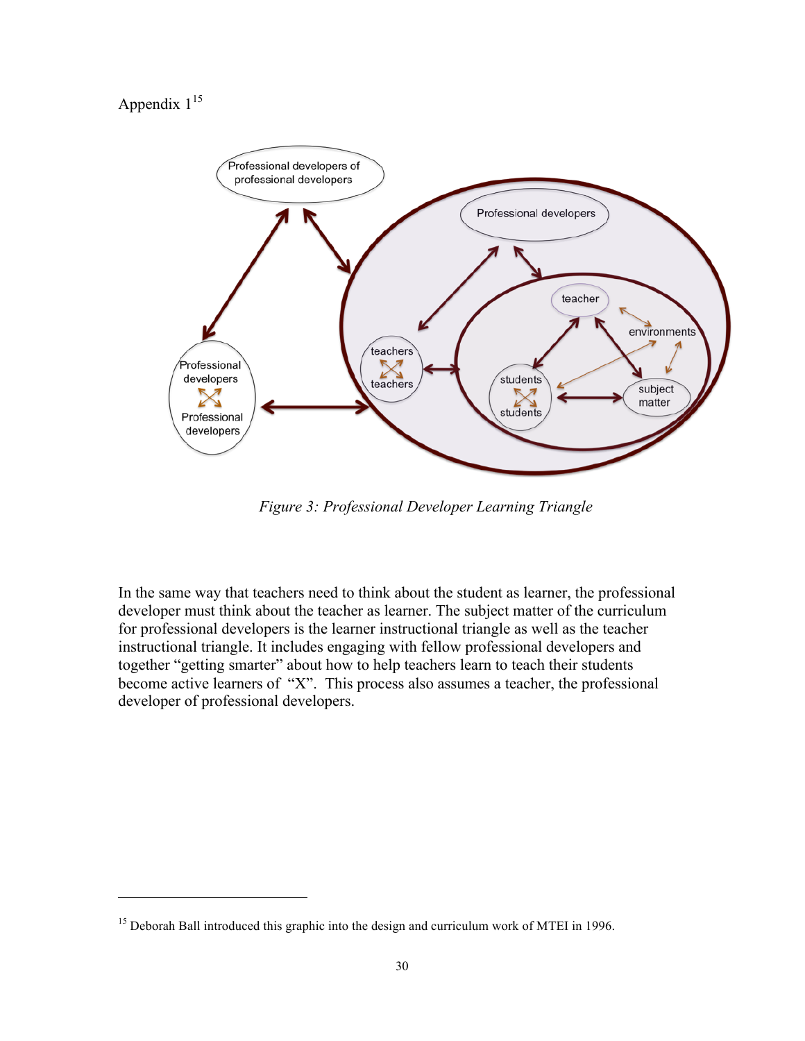Appendix 1[15]

*Figure 3: Professional Developer Learning Triangle*

In the same way that teachers need to think about the student as learner, the professional developer must think about the teacher as learner. The subject matter of the curriculum for professional developers is the learner instructional triangle as well as the teacher instructional triangle. It includes engaging with fellow professional developers and together "getting smarter" about how to help teachers learn to teach their students become active learners of "X". This process also assumes a teacher, the professional developer of professional developers.

---

[15] Deborah Ball introduced this graphic into the design and curriculum work of MTEI in 1996.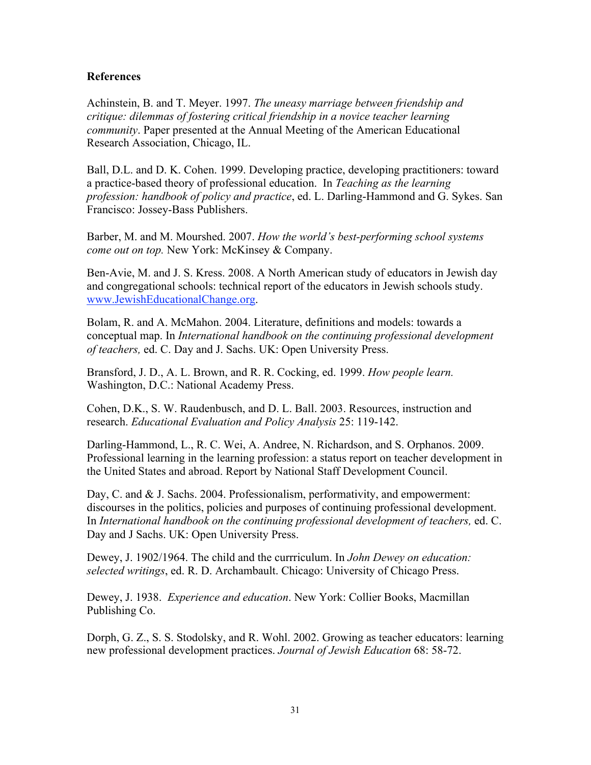**References**

Achinstein, B. and T. Meyer. 1997. *The uneasy marriage between friendship and critique: dilemmas of fostering critical friendship in a novice teacher learning community*. Paper presented at the Annual Meeting of the American Educational Research Association, Chicago, IL.

Ball, D.L. and D. K. Cohen. 1999. Developing practice, developing practitioners: toward a practice-based theory of professional education. In *Teaching as the learning profession: handbook of policy and practice*, ed. L. Darling-Hammond and G. Sykes. San Francisco: Jossey-Bass Publishers.

Barber, M. and M. Mourshed. 2007. *How the world's best-performing school systems come out on top.* New York: McKinsey & Company.

Ben-Avie, M. and J. S. Kress. 2008. A North American study of educators in Jewish day and congregational schools: technical report of the educators in Jewish schools study. www.JewishEducationalChange.org.

Bolam, R. and A. McMahon. 2004. Literature, definitions and models: towards a conceptual map. In *International handbook on the continuing professional development of teachers,* ed. C. Day and J. Sachs. UK: Open University Press.

Bransford, J. D., A. L. Brown, and R. R. Cocking, ed. 1999. *How people learn.* Washington, D.C.: National Academy Press.

Cohen, D.K., S. W. Raudenbusch, and D. L. Ball. 2003. Resources, instruction and research. *Educational Evaluation and Policy Analysis* 25: 119-142.

Darling-Hammond, L., R. C. Wei, A. Andree, N. Richardson, and S. Orphanos. 2009. Professional learning in the learning profession: a status report on teacher development in the United States and abroad. Report by National Staff Development Council.

Day, C. and & J. Sachs. 2004. Professionalism, performativity, and empowerment: discourses in the politics, policies and purposes of continuing professional development. In *International handbook on the continuing professional development of teachers,* ed. C. Day and J Sachs. UK: Open University Press.

Dewey, J. 1902/1964. The child and the currriculum. In *John Dewey on education: selected writings*, ed. R. D. Archambault. Chicago: University of Chicago Press.

Dewey, J. 1938. *Experience and education*. New York: Collier Books, Macmillan Publishing Co.

Dorph, G. Z., S. S. Stodolsky, and R. Wohl. 2002. Growing as teacher educators: learning new professional development practices. *Journal of Jewish Education* 68: 58-72.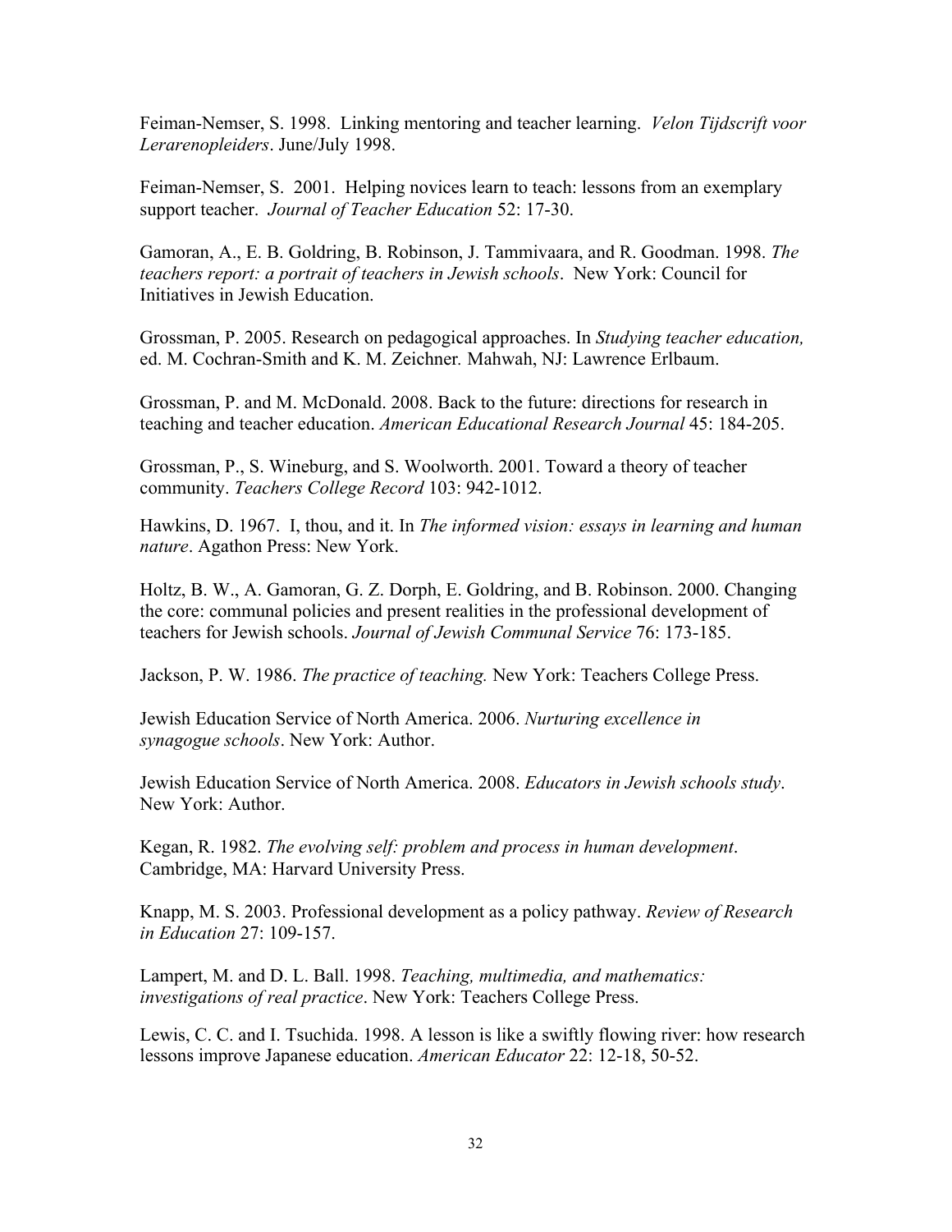Feiman-Nemser, S. 1998. Linking mentoring and teacher learning. *Velon Tijdscrift voor Lerarenopleiders*. June/July 1998.

Feiman-Nemser, S. 2001. Helping novices learn to teach: lessons from an exemplary support teacher. *Journal of Teacher Education* 52: 17-30.

Gamoran, A., E. B. Goldring, B. Robinson, J. Tammivaara, and R. Goodman. 1998. *The teachers report: a portrait of teachers in Jewish schools*. New York: Council for Initiatives in Jewish Education.

Grossman, P. 2005. Research on pedagogical approaches. In *Studying teacher education,* ed. M. Cochran-Smith and K. M. Zeichner. Mahwah, NJ: Lawrence Erlbaum.

Grossman, P. and M. McDonald. 2008. Back to the future: directions for research in teaching and teacher education. *American Educational Research Journal* 45: 184-205.

Grossman, P., S. Wineburg, and S. Woolworth. 2001. Toward a theory of teacher community. *Teachers College Record* 103: 942-1012.

Hawkins, D. 1967. I, thou, and it. In *The informed vision: essays in learning and human nature*. Agathon Press: New York.

Holtz, B. W., A. Gamoran, G. Z. Dorph, E. Goldring, and B. Robinson. 2000. Changing the core: communal policies and present realities in the professional development of teachers for Jewish schools. *Journal of Jewish Communal Service* 76: 173-185.

Jackson, P. W. 1986. *The practice of teaching.* New York: Teachers College Press.

Jewish Education Service of North America. 2006. *Nurturing excellence in synagogue schools*. New York: Author.

Jewish Education Service of North America. 2008. *Educators in Jewish schools study*. New York: Author.

Kegan, R. 1982. *The evolving self: problem and process in human development*. Cambridge, MA: Harvard University Press.

Knapp, M. S. 2003. Professional development as a policy pathway. *Review of Research in Education* 27: 109-157.

Lampert, M. and D. L. Ball. 1998. *Teaching, multimedia, and mathematics: investigations of real practice*. New York: Teachers College Press.

Lewis, C. C. and I. Tsuchida. 1998. A lesson is like a swiftly flowing river: how research lessons improve Japanese education. *American Educator* 22: 12-18, 50-52.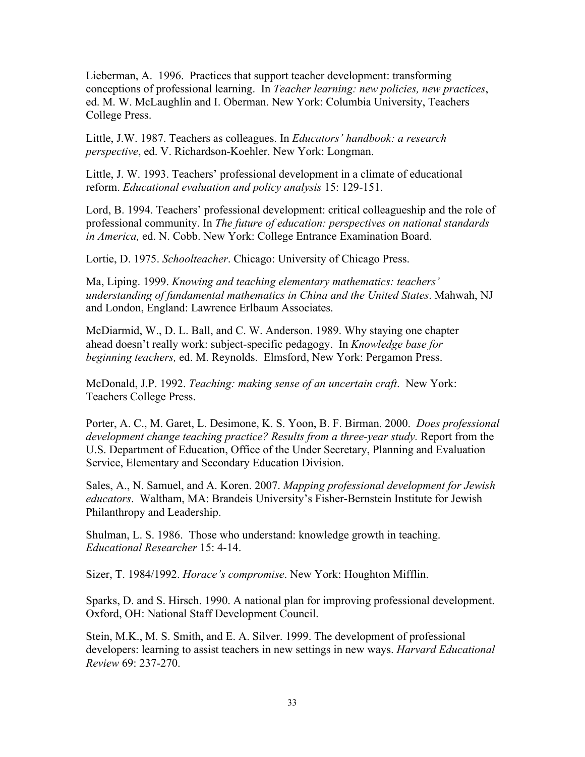Lieberman, A. 1996. Practices that support teacher development: transforming conceptions of professional learning. In *Teacher learning: new policies, new practices*, ed. M. W. McLaughlin and I. Oberman. New York: Columbia University, Teachers College Press.

Little, J.W. 1987. Teachers as colleagues. In *Educators' handbook: a research perspective*, ed. V. Richardson-Koehler. New York: Longman.

Little, J. W. 1993. Teachers' professional development in a climate of educational reform. *Educational evaluation and policy analysis* 15: 129-151.

Lord, B. 1994. Teachers' professional development: critical colleagueship and the role of professional community. In *The future of education: perspectives on national standards in America,* ed. N. Cobb. New York: College Entrance Examination Board.

Lortie, D. 1975. *Schoolteacher*. Chicago: University of Chicago Press.

Ma, Liping. 1999. *Knowing and teaching elementary mathematics: teachers' understanding of fundamental mathematics in China and the United States*. Mahwah, NJ and London, England: Lawrence Erlbaum Associates.

McDiarmid, W., D. L. Ball, and C. W. Anderson. 1989. Why staying one chapter ahead doesn't really work: subject-specific pedagogy. In *Knowledge base for beginning teachers,* ed. M. Reynolds. Elmsford, New York: Pergamon Press.

McDonald, J.P. 1992. *Teaching: making sense of an uncertain craft*. New York: Teachers College Press.

Porter, A. C., M. Garet, L. Desimone, K. S. Yoon, B. F. Birman. 2000. *Does professional development change teaching practice? Results from a three-year study.* Report from the U.S. Department of Education, Office of the Under Secretary, Planning and Evaluation Service, Elementary and Secondary Education Division.

Sales, A., N. Samuel, and A. Koren. 2007. *Mapping professional development for Jewish educators*. Waltham, MA: Brandeis University's Fisher-Bernstein Institute for Jewish Philanthropy and Leadership.

Shulman, L. S. 1986. Those who understand: knowledge growth in teaching. *Educational Researcher* 15: 4-14.

Sizer, T. 1984/1992. *Horace's compromise*. New York: Houghton Mifflin.

Sparks, D. and S. Hirsch. 1990. A national plan for improving professional development. Oxford, OH: National Staff Development Council.

Stein, M.K., M. S. Smith, and E. A. Silver. 1999. The development of professional developers: learning to assist teachers in new settings in new ways. *Harvard Educational Review* 69: 237-270.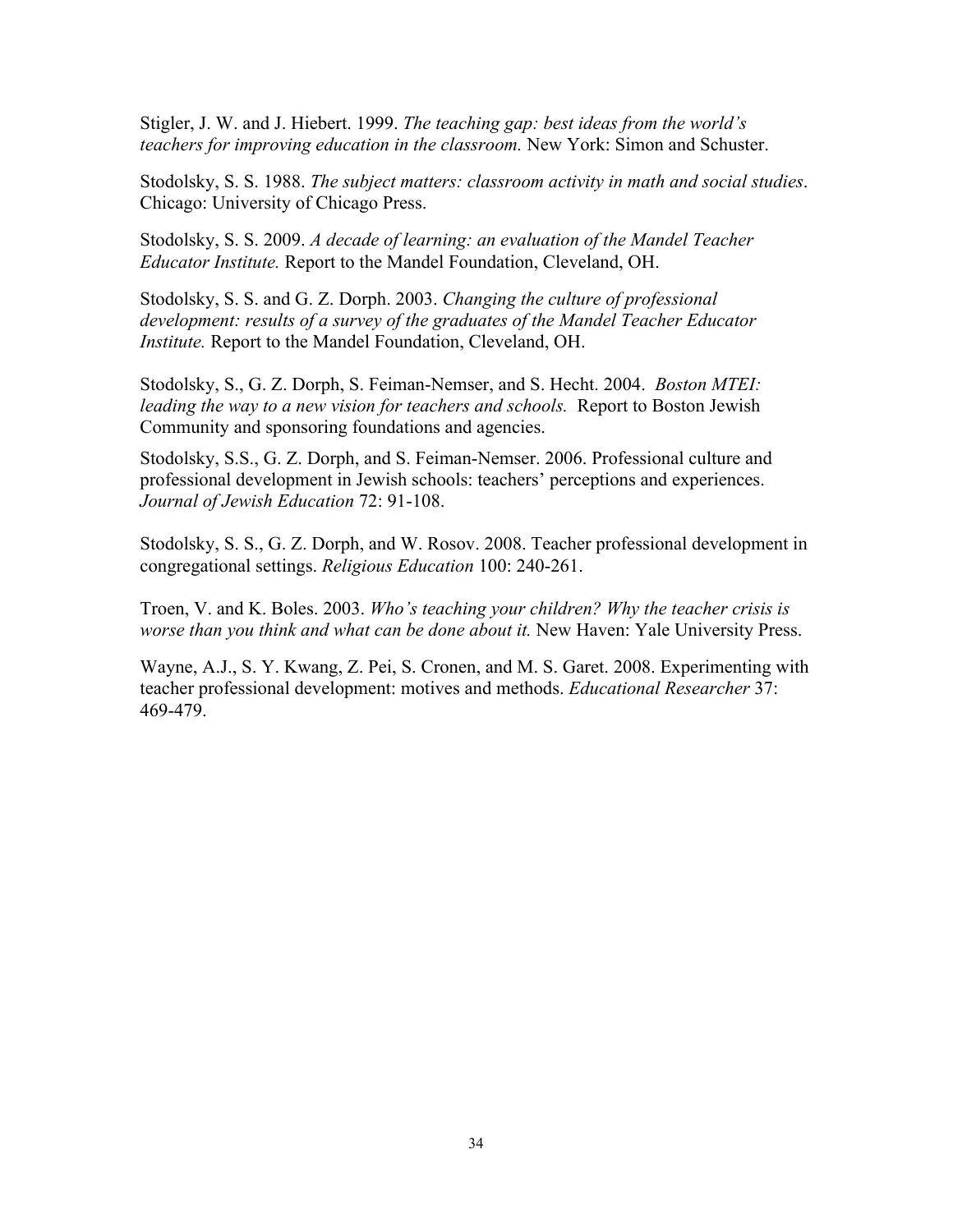Stigler, J. W. and J. Hiebert. 1999. *The teaching gap: best ideas from the world's teachers for improving education in the classroom.* New York: Simon and Schuster.

Stodolsky, S. S. 1988. *The subject matters: classroom activity in math and social studies*. Chicago: University of Chicago Press.

Stodolsky, S. S. 2009. *A decade of learning: an evaluation of the Mandel Teacher Educator Institute.* Report to the Mandel Foundation, Cleveland, OH.

Stodolsky, S. S. and G. Z. Dorph. 2003. *Changing the culture of professional development: results of a survey of the graduates of the Mandel Teacher Educator Institute.* Report to the Mandel Foundation, Cleveland, OH.

Stodolsky, S., G. Z. Dorph, S. Feiman-Nemser, and S. Hecht. 2004. *Boston MTEI: leading the way to a new vision for teachers and schools.* Report to Boston Jewish Community and sponsoring foundations and agencies.

Stodolsky, S.S., G. Z. Dorph, and S. Feiman-Nemser. 2006. Professional culture and professional development in Jewish schools: teachers' perceptions and experiences. *Journal of Jewish Education* 72: 91-108.

Stodolsky, S. S., G. Z. Dorph, and W. Rosov. 2008. Teacher professional development in congregational settings. *Religious Education* 100: 240-261.

Troen, V. and K. Boles. 2003. *Who's teaching your children? Why the teacher crisis is worse than you think and what can be done about it.* New Haven: Yale University Press.

Wayne, A.J., S. Y. Kwang, Z. Pei, S. Cronen, and M. S. Garet. 2008. Experimenting with teacher professional development: motives and methods. *Educational Researcher* 37: 469-479.